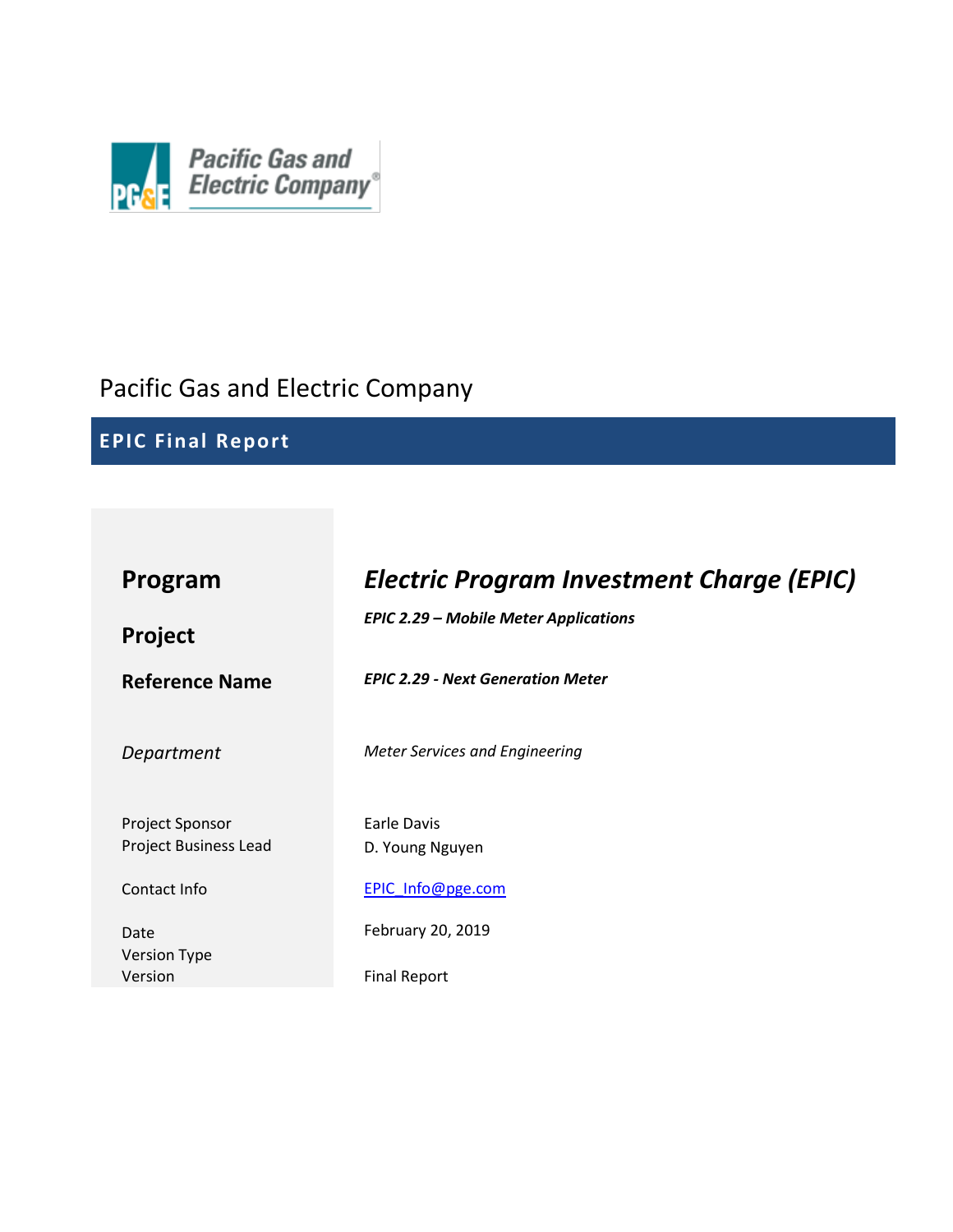Pacific Gas and Electric Company

# EPIC Final Report

| | |
|---|---|
| **Program** | ***Electric Program Investment Charge (EPIC)*** |
| **Project** | ***EPIC 2.29 – Mobile Meter Applications*** |
| **Reference Name** | ***EPIC 2.29 - Next Generation Meter*** |
| *Department* | *Meter Services and Engineering* |
| Project Sponsor | Earle Davis |
| Project Business Lead | D. Young Nguyen |
| Contact Info | EPIC_Info@pge.com |
| Date | February 20, 2019 |
| Version Type | |
| Version | Final Report |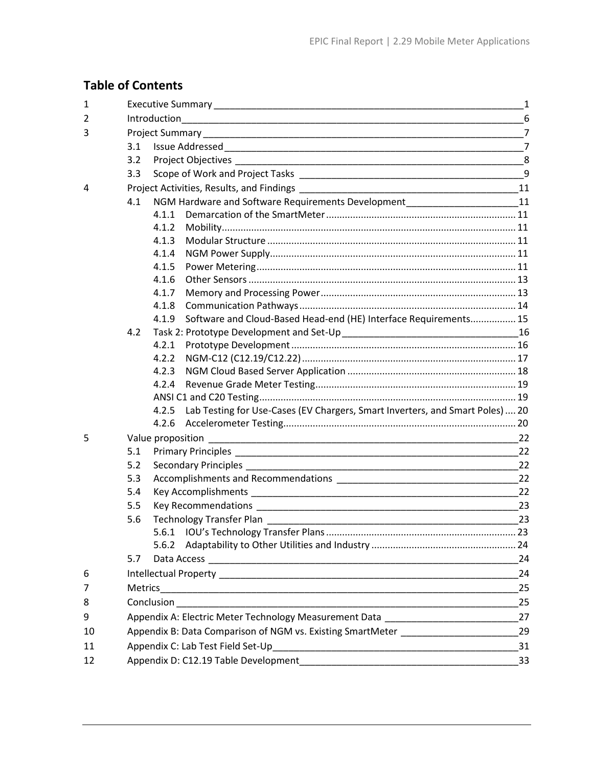## Table of Contents

1 Executive Summary ____ 1
2 Introduction ____ 6
3 Project Summary ____ 7
  3.1 Issue Addressed ____ 7
  3.2 Project Objectives ____ 8
  3.3 Scope of Work and Project Tasks ____ 9
4 Project Activities, Results, and Findings ____ 11
  4.1 NGM Hardware and Software Requirements Development ____ 11
    4.1.1 Demarcation of the SmartMeter ........ 11
    4.1.2 Mobility ........ 11
    4.1.3 Modular Structure ........ 11
    4.1.4 NGM Power Supply ........ 11
    4.1.5 Power Metering ........ 11
    4.1.6 Other Sensors ........ 13
    4.1.7 Memory and Processing Power ........ 13
    4.1.8 Communication Pathways ........ 14
    4.1.9 Software and Cloud-Based Head-end (HE) Interface Requirements ........ 15
  4.2 Task 2: Prototype Development and Set-Up ____ 16
    4.2.1 Prototype Development ........ 16
    4.2.2 NGM-C12 (C12.19/C12.22) ........ 17
    4.2.3 NGM Cloud Based Server Application ........ 18
    4.2.4 Revenue Grade Meter Testing ........ 19
    ANSI C1 and C20 Testing ........ 19
    4.2.5 Lab Testing for Use-Cases (EV Chargers, Smart Inverters, and Smart Poles) ........ 20
    4.2.6 Accelerometer Testing ........ 20
5 Value proposition ____ 22
  5.1 Primary Principles ____ 22
  5.2 Secondary Principles ____ 22
  5.3 Accomplishments and Recommendations ____ 22
  5.4 Key Accomplishments ____ 22
  5.5 Key Recommendations ____ 23
  5.6 Technology Transfer Plan ____ 23
    5.6.1 IOU's Technology Transfer Plans ........ 23
    5.6.2 Adaptability to Other Utilities and Industry ........ 24
  5.7 Data Access ____ 24
6 Intellectual Property ____ 24
7 Metrics ____ 25
8 Conclusion ____ 25
9 Appendix A: Electric Meter Technology Measurement Data ____ 27
10 Appendix B: Data Comparison of NGM vs. Existing SmartMeter ____ 29
11 Appendix C: Lab Test Field Set-Up ____ 31
12 Appendix D: C12.19 Table Development ____ 33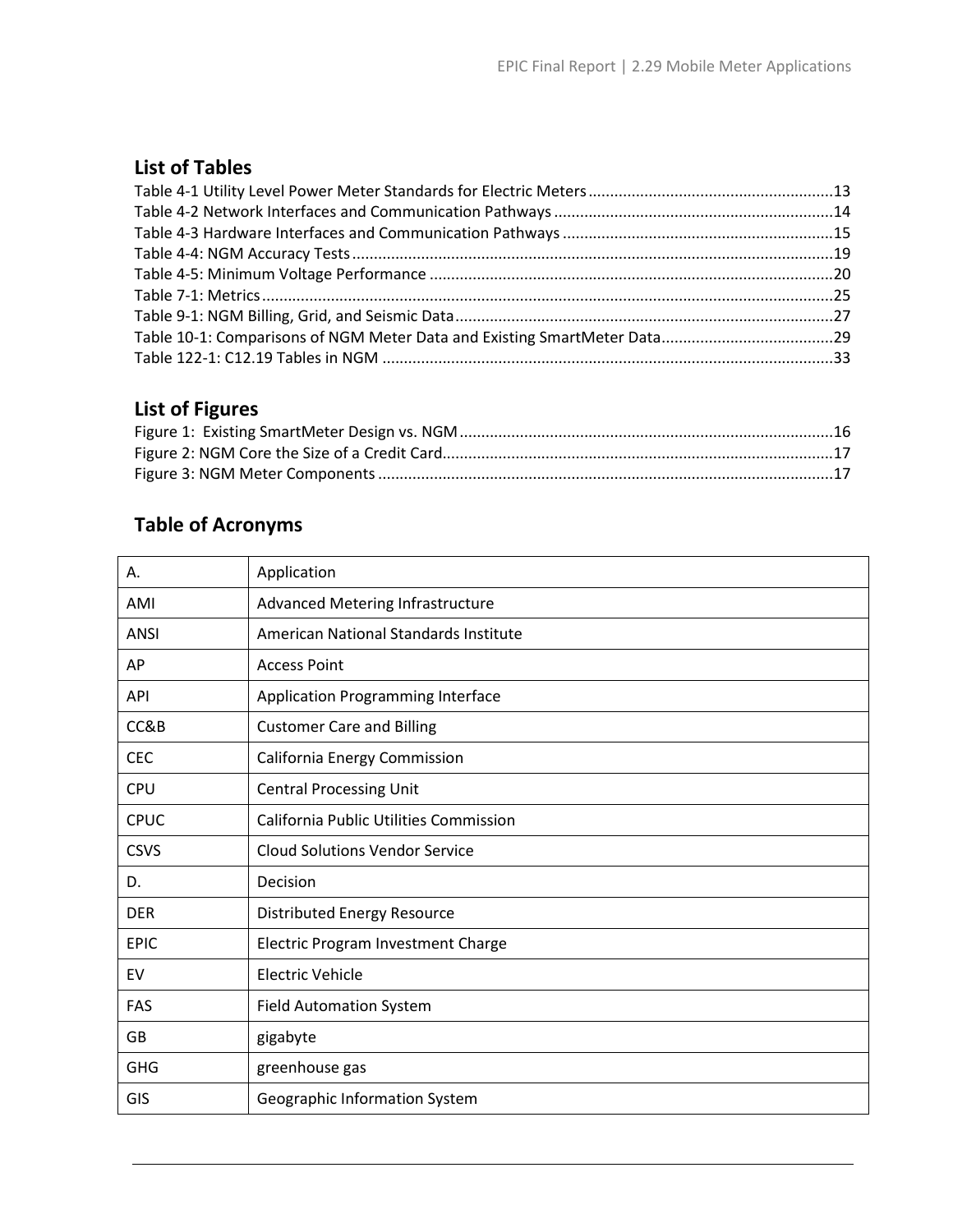## List of Tables

Table 4-1 Utility Level Power Meter Standards for Electric Meters....13
Table 4-2 Network Interfaces and Communication Pathways....14
Table 4-3 Hardware Interfaces and Communication Pathways....15
Table 4-4: NGM Accuracy Tests....19
Table 4-5: Minimum Voltage Performance....20
Table 7-1: Metrics....25
Table 9-1: NGM Billing, Grid, and Seismic Data....27
Table 10-1: Comparisons of NGM Meter Data and Existing SmartMeter Data....29
Table 122-1: C12.19 Tables in NGM....33

## List of Figures

Figure 1: Existing SmartMeter Design vs. NGM....16
Figure 2: NGM Core the Size of a Credit Card....17
Figure 3: NGM Meter Components....17

## Table of Acronyms

| | |
|---|---|
| A. | Application |
| AMI | Advanced Metering Infrastructure |
| ANSI | American National Standards Institute |
| AP | Access Point |
| API | Application Programming Interface |
| CC&B | Customer Care and Billing |
| CEC | California Energy Commission |
| CPU | Central Processing Unit |
| CPUC | California Public Utilities Commission |
| CSVS | Cloud Solutions Vendor Service |
| D. | Decision |
| DER | Distributed Energy Resource |
| EPIC | Electric Program Investment Charge |
| EV | Electric Vehicle |
| FAS | Field Automation System |
| GB | gigabyte |
| GHG | greenhouse gas |
| GIS | Geographic Information System |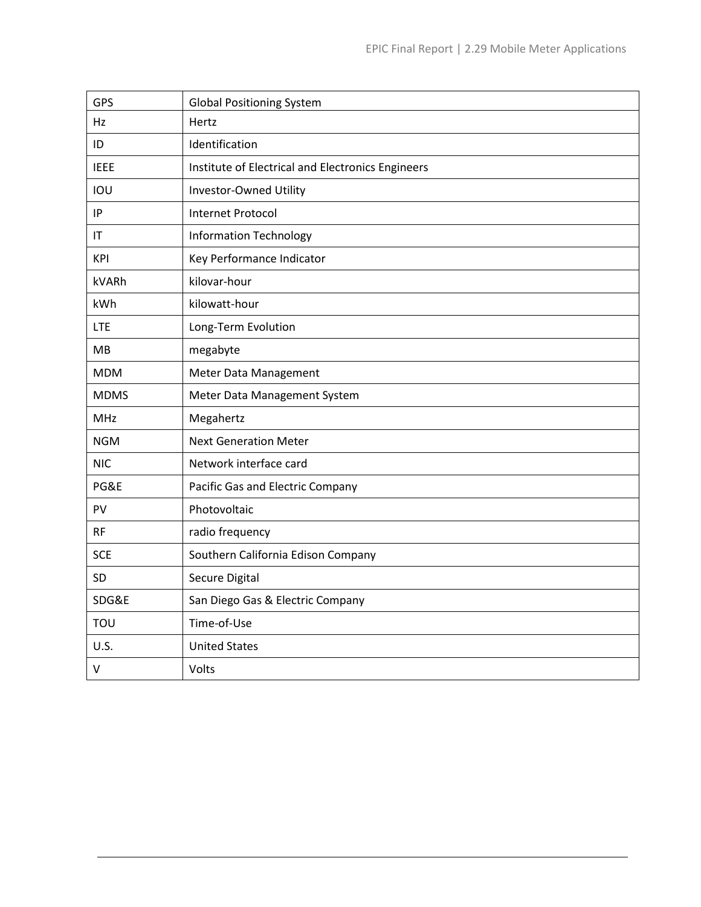| | |
|---|---|
| GPS | Global Positioning System |
| Hz | Hertz |
| ID | Identification |
| IEEE | Institute of Electrical and Electronics Engineers |
| IOU | Investor-Owned Utility |
| IP | Internet Protocol |
| IT | Information Technology |
| KPI | Key Performance Indicator |
| kVARh | kilovar-hour |
| kWh | kilowatt-hour |
| LTE | Long-Term Evolution |
| MB | megabyte |
| MDM | Meter Data Management |
| MDMS | Meter Data Management System |
| MHz | Megahertz |
| NGM | Next Generation Meter |
| NIC | Network interface card |
| PG&E | Pacific Gas and Electric Company |
| PV | Photovoltaic |
| RF | radio frequency |
| SCE | Southern California Edison Company |
| SD | Secure Digital |
| SDG&E | San Diego Gas & Electric Company |
| TOU | Time-of-Use |
| U.S. | United States |
| V | Volts |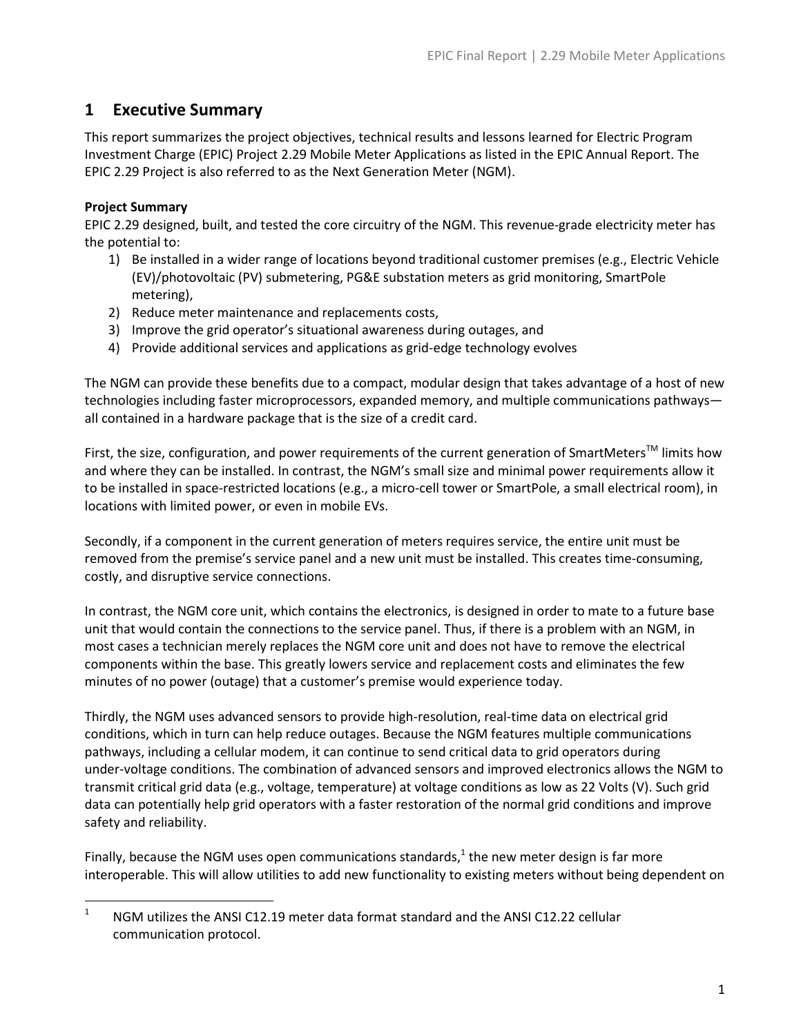# 1 Executive Summary

This report summarizes the project objectives, technical results and lessons learned for Electric Program Investment Charge (EPIC) Project 2.29 Mobile Meter Applications as listed in the EPIC Annual Report. The EPIC 2.29 Project is also referred to as the Next Generation Meter (NGM).

**Project Summary**

EPIC 2.29 designed, built, and tested the core circuitry of the NGM. This revenue-grade electricity meter has the potential to:

1) Be installed in a wider range of locations beyond traditional customer premises (e.g., Electric Vehicle (EV)/photovoltaic (PV) submetering, PG&E substation meters as grid monitoring, SmartPole metering),
2) Reduce meter maintenance and replacements costs,
3) Improve the grid operator's situational awareness during outages, and
4) Provide additional services and applications as grid-edge technology evolves

The NGM can provide these benefits due to a compact, modular design that takes advantage of a host of new technologies including faster microprocessors, expanded memory, and multiple communications pathways—all contained in a hardware package that is the size of a credit card.

First, the size, configuration, and power requirements of the current generation of SmartMeters™ limits how and where they can be installed. In contrast, the NGM's small size and minimal power requirements allow it to be installed in space-restricted locations (e.g., a micro-cell tower or SmartPole, a small electrical room), in locations with limited power, or even in mobile EVs.

Secondly, if a component in the current generation of meters requires service, the entire unit must be removed from the premise's service panel and a new unit must be installed. This creates time-consuming, costly, and disruptive service connections.

In contrast, the NGM core unit, which contains the electronics, is designed in order to mate to a future base unit that would contain the connections to the service panel. Thus, if there is a problem with an NGM, in most cases a technician merely replaces the NGM core unit and does not have to remove the electrical components within the base. This greatly lowers service and replacement costs and eliminates the few minutes of no power (outage) that a customer's premise would experience today.

Thirdly, the NGM uses advanced sensors to provide high-resolution, real-time data on electrical grid conditions, which in turn can help reduce outages. Because the NGM features multiple communications pathways, including a cellular modem, it can continue to send critical data to grid operators during under-voltage conditions. The combination of advanced sensors and improved electronics allows the NGM to transmit critical grid data (e.g., voltage, temperature) at voltage conditions as low as 22 Volts (V). Such grid data can potentially help grid operators with a faster restoration of the normal grid conditions and improve safety and reliability.

Finally, because the NGM uses open communications standards,[1] the new meter design is far more interoperable. This will allow utilities to add new functionality to existing meters without being dependent on

[1] NGM utilizes the ANSI C12.19 meter data format standard and the ANSI C12.22 cellular communication protocol.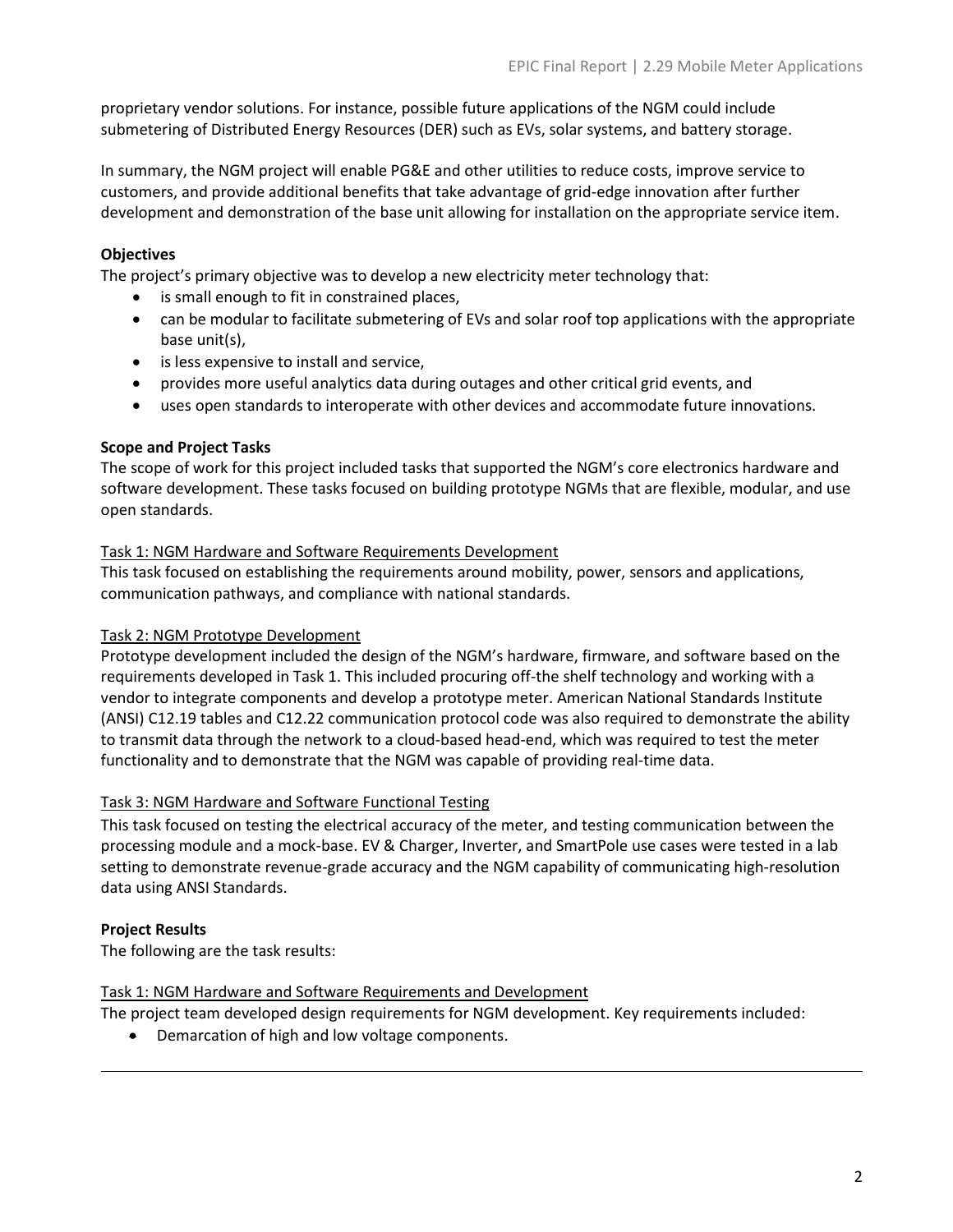proprietary vendor solutions. For instance, possible future applications of the NGM could include submetering of Distributed Energy Resources (DER) such as EVs, solar systems, and battery storage.

In summary, the NGM project will enable PG&E and other utilities to reduce costs, improve service to customers, and provide additional benefits that take advantage of grid-edge innovation after further development and demonstration of the base unit allowing for installation on the appropriate service item.

**Objectives**

The project's primary objective was to develop a new electricity meter technology that:

- is small enough to fit in constrained places,
- can be modular to facilitate submetering of EVs and solar roof top applications with the appropriate base unit(s),
- is less expensive to install and service,
- provides more useful analytics data during outages and other critical grid events, and
- uses open standards to interoperate with other devices and accommodate future innovations.

**Scope and Project Tasks**

The scope of work for this project included tasks that supported the NGM's core electronics hardware and software development. These tasks focused on building prototype NGMs that are flexible, modular, and use open standards.

Task 1: NGM Hardware and Software Requirements Development

This task focused on establishing the requirements around mobility, power, sensors and applications, communication pathways, and compliance with national standards.

Task 2: NGM Prototype Development

Prototype development included the design of the NGM's hardware, firmware, and software based on the requirements developed in Task 1. This included procuring off-the shelf technology and working with a vendor to integrate components and develop a prototype meter. American National Standards Institute (ANSI) C12.19 tables and C12.22 communication protocol code was also required to demonstrate the ability to transmit data through the network to a cloud-based head-end, which was required to test the meter functionality and to demonstrate that the NGM was capable of providing real-time data.

Task 3: NGM Hardware and Software Functional Testing

This task focused on testing the electrical accuracy of the meter, and testing communication between the processing module and a mock-base. EV & Charger, Inverter, and SmartPole use cases were tested in a lab setting to demonstrate revenue-grade accuracy and the NGM capability of communicating high-resolution data using ANSI Standards.

**Project Results**

The following are the task results:

Task 1: NGM Hardware and Software Requirements and Development

The project team developed design requirements for NGM development. Key requirements included:

- Demarcation of high and low voltage components.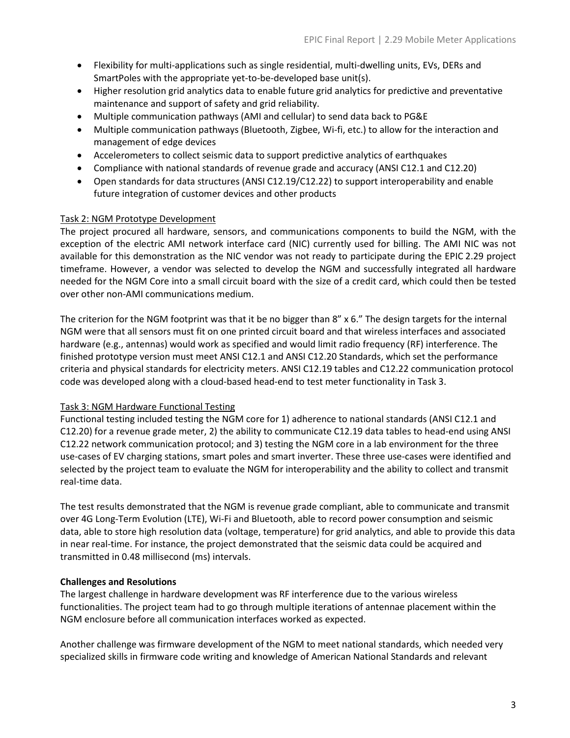- Flexibility for multi-applications such as single residential, multi-dwelling units, EVs, DERs and SmartPoles with the appropriate yet-to-be-developed base unit(s).
- Higher resolution grid analytics data to enable future grid analytics for predictive and preventative maintenance and support of safety and grid reliability.
- Multiple communication pathways (AMI and cellular) to send data back to PG&E
- Multiple communication pathways (Bluetooth, Zigbee, Wi-fi, etc.) to allow for the interaction and management of edge devices
- Accelerometers to collect seismic data to support predictive analytics of earthquakes
- Compliance with national standards of revenue grade and accuracy (ANSI C12.1 and C12.20)
- Open standards for data structures (ANSI C12.19/C12.22) to support interoperability and enable future integration of customer devices and other products

Task 2: NGM Prototype Development

The project procured all hardware, sensors, and communications components to build the NGM, with the exception of the electric AMI network interface card (NIC) currently used for billing. The AMI NIC was not available for this demonstration as the NIC vendor was not ready to participate during the EPIC 2.29 project timeframe. However, a vendor was selected to develop the NGM and successfully integrated all hardware needed for the NGM Core into a small circuit board with the size of a credit card, which could then be tested over other non-AMI communications medium.

The criterion for the NGM footprint was that it be no bigger than 8" x 6." The design targets for the internal NGM were that all sensors must fit on one printed circuit board and that wireless interfaces and associated hardware (e.g., antennas) would work as specified and would limit radio frequency (RF) interference. The finished prototype version must meet ANSI C12.1 and ANSI C12.20 Standards, which set the performance criteria and physical standards for electricity meters. ANSI C12.19 tables and C12.22 communication protocol code was developed along with a cloud-based head-end to test meter functionality in Task 3.

Task 3: NGM Hardware Functional Testing

Functional testing included testing the NGM core for 1) adherence to national standards (ANSI C12.1 and C12.20) for a revenue grade meter, 2) the ability to communicate C12.19 data tables to head-end using ANSI C12.22 network communication protocol; and 3) testing the NGM core in a lab environment for the three use-cases of EV charging stations, smart poles and smart inverter. These three use-cases were identified and selected by the project team to evaluate the NGM for interoperability and the ability to collect and transmit real-time data.

The test results demonstrated that the NGM is revenue grade compliant, able to communicate and transmit over 4G Long-Term Evolution (LTE), Wi-Fi and Bluetooth, able to record power consumption and seismic data, able to store high resolution data (voltage, temperature) for grid analytics, and able to provide this data in near real-time. For instance, the project demonstrated that the seismic data could be acquired and transmitted in 0.48 millisecond (ms) intervals.

**Challenges and Resolutions**

The largest challenge in hardware development was RF interference due to the various wireless functionalities. The project team had to go through multiple iterations of antennae placement within the NGM enclosure before all communication interfaces worked as expected.

Another challenge was firmware development of the NGM to meet national standards, which needed very specialized skills in firmware code writing and knowledge of American National Standards and relevant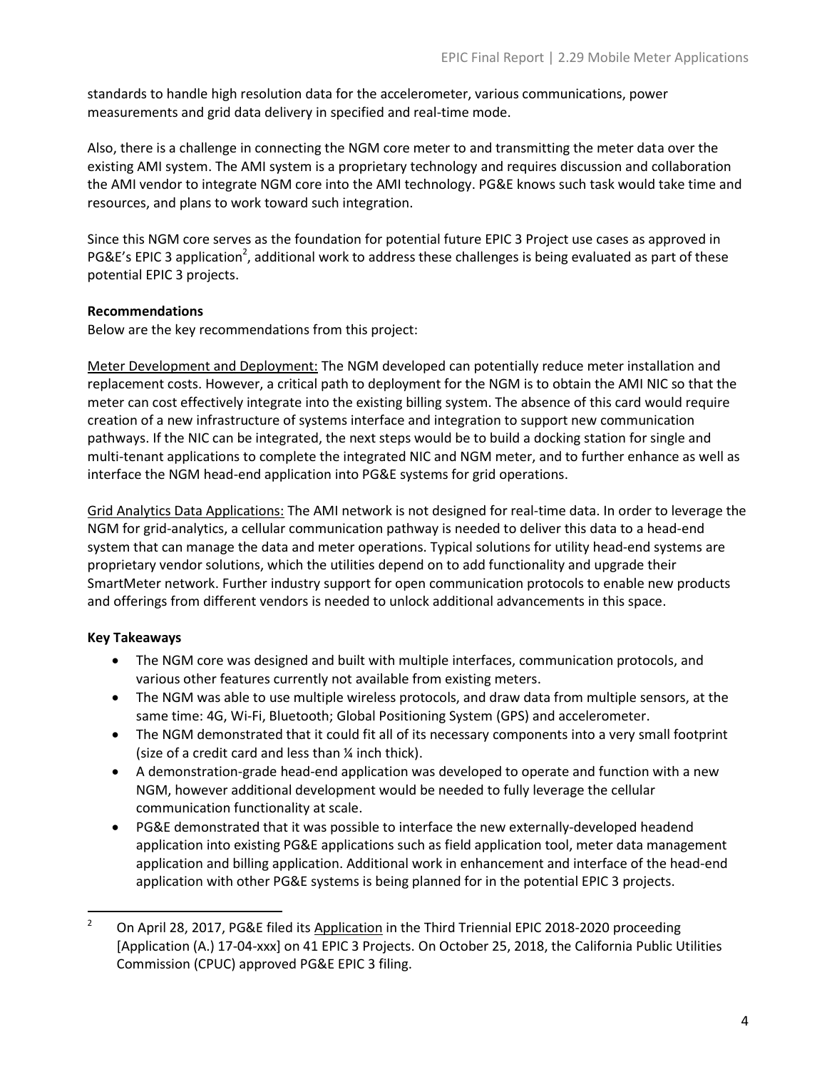standards to handle high resolution data for the accelerometer, various communications, power measurements and grid data delivery in specified and real-time mode.

Also, there is a challenge in connecting the NGM core meter to and transmitting the meter data over the existing AMI system. The AMI system is a proprietary technology and requires discussion and collaboration the AMI vendor to integrate NGM core into the AMI technology. PG&E knows such task would take time and resources, and plans to work toward such integration.

Since this NGM core serves as the foundation for potential future EPIC 3 Project use cases as approved in PG&E's EPIC 3 application[2], additional work to address these challenges is being evaluated as part of these potential EPIC 3 projects.

**Recommendations**

Below are the key recommendations from this project:

Meter Development and Deployment: The NGM developed can potentially reduce meter installation and replacement costs. However, a critical path to deployment for the NGM is to obtain the AMI NIC so that the meter can cost effectively integrate into the existing billing system. The absence of this card would require creation of a new infrastructure of systems interface and integration to support new communication pathways. If the NIC can be integrated, the next steps would be to build a docking station for single and multi-tenant applications to complete the integrated NIC and NGM meter, and to further enhance as well as interface the NGM head-end application into PG&E systems for grid operations.

Grid Analytics Data Applications: The AMI network is not designed for real-time data. In order to leverage the NGM for grid-analytics, a cellular communication pathway is needed to deliver this data to a head-end system that can manage the data and meter operations. Typical solutions for utility head-end systems are proprietary vendor solutions, which the utilities depend on to add functionality and upgrade their SmartMeter network. Further industry support for open communication protocols to enable new products and offerings from different vendors is needed to unlock additional advancements in this space.

**Key Takeaways**

- The NGM core was designed and built with multiple interfaces, communication protocols, and various other features currently not available from existing meters.
- The NGM was able to use multiple wireless protocols, and draw data from multiple sensors, at the same time: 4G, Wi-Fi, Bluetooth; Global Positioning System (GPS) and accelerometer.
- The NGM demonstrated that it could fit all of its necessary components into a very small footprint (size of a credit card and less than ¼ inch thick).
- A demonstration-grade head-end application was developed to operate and function with a new NGM, however additional development would be needed to fully leverage the cellular communication functionality at scale.
- PG&E demonstrated that it was possible to interface the new externally-developed headend application into existing PG&E applications such as field application tool, meter data management application and billing application. Additional work in enhancement and interface of the head-end application with other PG&E systems is being planned for in the potential EPIC 3 projects.

[2] On April 28, 2017, PG&E filed its Application in the Third Triennial EPIC 2018-2020 proceeding [Application (A.) 17-04-xxx] on 41 EPIC 3 Projects. On October 25, 2018, the California Public Utilities Commission (CPUC) approved PG&E EPIC 3 filing.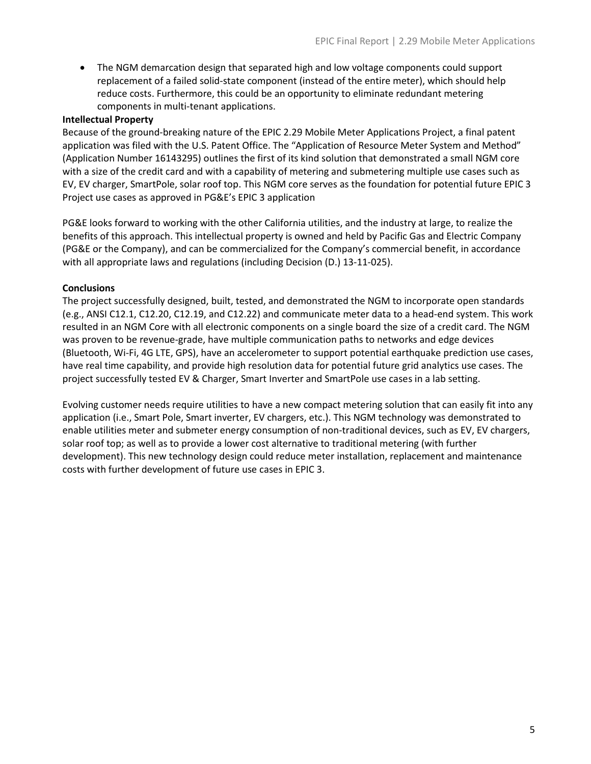- The NGM demarcation design that separated high and low voltage components could support replacement of a failed solid-state component (instead of the entire meter), which should help reduce costs. Furthermore, this could be an opportunity to eliminate redundant metering components in multi-tenant applications.

**Intellectual Property**

Because of the ground-breaking nature of the EPIC 2.29 Mobile Meter Applications Project, a final patent application was filed with the U.S. Patent Office. The "Application of Resource Meter System and Method" (Application Number 16143295) outlines the first of its kind solution that demonstrated a small NGM core with a size of the credit card and with a capability of metering and submetering multiple use cases such as EV, EV charger, SmartPole, solar roof top. This NGM core serves as the foundation for potential future EPIC 3 Project use cases as approved in PG&E's EPIC 3 application

PG&E looks forward to working with the other California utilities, and the industry at large, to realize the benefits of this approach. This intellectual property is owned and held by Pacific Gas and Electric Company (PG&E or the Company), and can be commercialized for the Company's commercial benefit, in accordance with all appropriate laws and regulations (including Decision (D.) 13-11-025).

**Conclusions**

The project successfully designed, built, tested, and demonstrated the NGM to incorporate open standards (e.g., ANSI C12.1, C12.20, C12.19, and C12.22) and communicate meter data to a head-end system. This work resulted in an NGM Core with all electronic components on a single board the size of a credit card. The NGM was proven to be revenue-grade, have multiple communication paths to networks and edge devices (Bluetooth, Wi-Fi, 4G LTE, GPS), have an accelerometer to support potential earthquake prediction use cases, have real time capability, and provide high resolution data for potential future grid analytics use cases. The project successfully tested EV & Charger, Smart Inverter and SmartPole use cases in a lab setting.

Evolving customer needs require utilities to have a new compact metering solution that can easily fit into any application (i.e., Smart Pole, Smart inverter, EV chargers, etc.). This NGM technology was demonstrated to enable utilities meter and submeter energy consumption of non-traditional devices, such as EV, EV chargers, solar roof top; as well as to provide a lower cost alternative to traditional metering (with further development). This new technology design could reduce meter installation, replacement and maintenance costs with further development of future use cases in EPIC 3.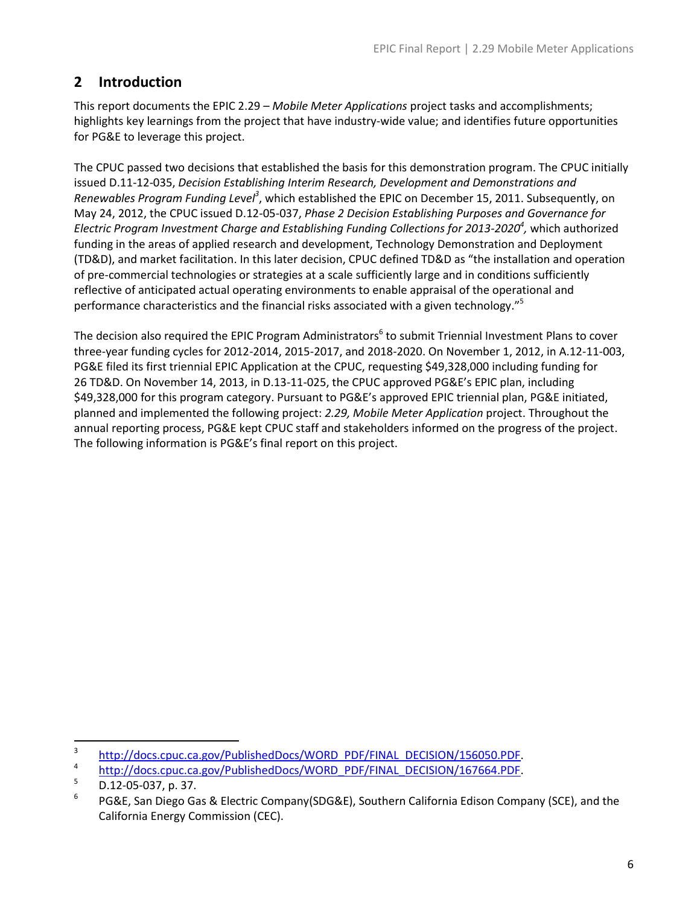## 2 Introduction

This report documents the EPIC 2.29 – *Mobile Meter Applications* project tasks and accomplishments; highlights key learnings from the project that have industry-wide value; and identifies future opportunities for PG&E to leverage this project.

The CPUC passed two decisions that established the basis for this demonstration program. The CPUC initially issued D.11-12-035, *Decision Establishing Interim Research, Development and Demonstrations and Renewables Program Funding Level*[3], which established the EPIC on December 15, 2011. Subsequently, on May 24, 2012, the CPUC issued D.12-05-037, *Phase 2 Decision Establishing Purposes and Governance for Electric Program Investment Charge and Establishing Funding Collections for 2013-2020*[4], which authorized funding in the areas of applied research and development, Technology Demonstration and Deployment (TD&D), and market facilitation. In this later decision, CPUC defined TD&D as "the installation and operation of pre-commercial technologies or strategies at a scale sufficiently large and in conditions sufficiently reflective of anticipated actual operating environments to enable appraisal of the operational and performance characteristics and the financial risks associated with a given technology."[5]

The decision also required the EPIC Program Administrators[6] to submit Triennial Investment Plans to cover three-year funding cycles for 2012-2014, 2015-2017, and 2018-2020. On November 1, 2012, in A.12-11-003, PG&E filed its first triennial EPIC Application at the CPUC, requesting $49,328,000 including funding for 26 TD&D. On November 14, 2013, in D.13-11-025, the CPUC approved PG&E's EPIC plan, including $49,328,000 for this program category. Pursuant to PG&E's approved EPIC triennial plan, PG&E initiated, planned and implemented the following project: *2.29, Mobile Meter Application* project. Throughout the annual reporting process, PG&E kept CPUC staff and stakeholders informed on the progress of the project. The following information is PG&E's final report on this project.

---

[3] http://docs.cpuc.ca.gov/PublishedDocs/WORD_PDF/FINAL_DECISION/156050.PDF.

[4] http://docs.cpuc.ca.gov/PublishedDocs/WORD_PDF/FINAL_DECISION/167664.PDF.

[5] D.12-05-037, p. 37.

[6] PG&E, San Diego Gas & Electric Company(SDG&E), Southern California Edison Company (SCE), and the California Energy Commission (CEC).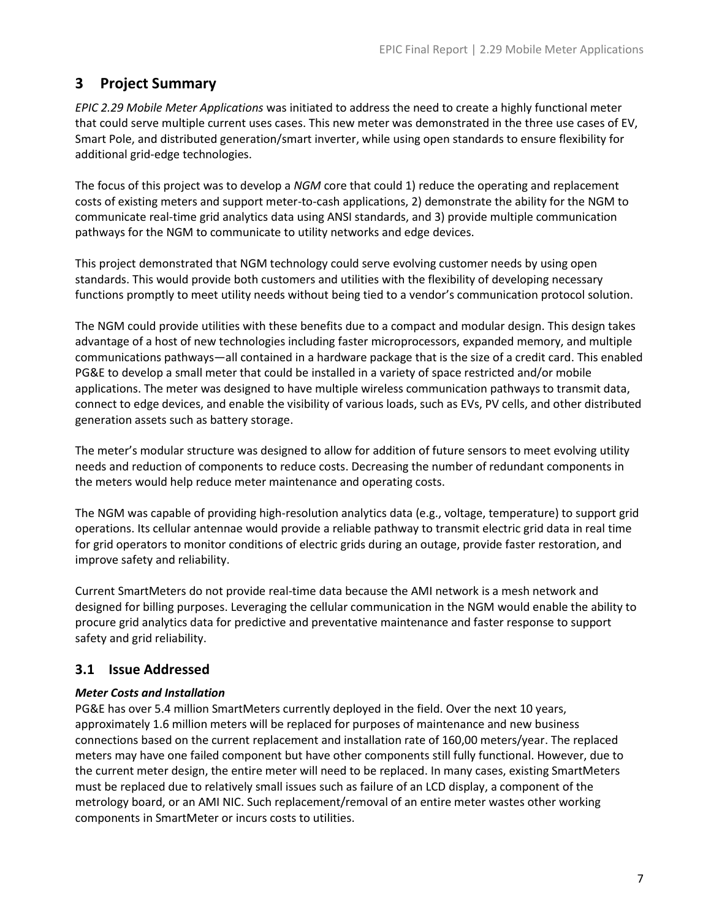## 3 Project Summary

*EPIC 2.29 Mobile Meter Applications* was initiated to address the need to create a highly functional meter that could serve multiple current uses cases. This new meter was demonstrated in the three use cases of EV, Smart Pole, and distributed generation/smart inverter, while using open standards to ensure flexibility for additional grid-edge technologies.

The focus of this project was to develop a *NGM* core that could 1) reduce the operating and replacement costs of existing meters and support meter-to-cash applications, 2) demonstrate the ability for the NGM to communicate real-time grid analytics data using ANSI standards, and 3) provide multiple communication pathways for the NGM to communicate to utility networks and edge devices.

This project demonstrated that NGM technology could serve evolving customer needs by using open standards. This would provide both customers and utilities with the flexibility of developing necessary functions promptly to meet utility needs without being tied to a vendor's communication protocol solution.

The NGM could provide utilities with these benefits due to a compact and modular design. This design takes advantage of a host of new technologies including faster microprocessors, expanded memory, and multiple communications pathways—all contained in a hardware package that is the size of a credit card. This enabled PG&E to develop a small meter that could be installed in a variety of space restricted and/or mobile applications. The meter was designed to have multiple wireless communication pathways to transmit data, connect to edge devices, and enable the visibility of various loads, such as EVs, PV cells, and other distributed generation assets such as battery storage.

The meter's modular structure was designed to allow for addition of future sensors to meet evolving utility needs and reduction of components to reduce costs. Decreasing the number of redundant components in the meters would help reduce meter maintenance and operating costs.

The NGM was capable of providing high-resolution analytics data (e.g., voltage, temperature) to support grid operations. Its cellular antennae would provide a reliable pathway to transmit electric grid data in real time for grid operators to monitor conditions of electric grids during an outage, provide faster restoration, and improve safety and reliability.

Current SmartMeters do not provide real-time data because the AMI network is a mesh network and designed for billing purposes. Leveraging the cellular communication in the NGM would enable the ability to procure grid analytics data for predictive and preventative maintenance and faster response to support safety and grid reliability.

### 3.1 Issue Addressed

***Meter Costs and Installation***

PG&E has over 5.4 million SmartMeters currently deployed in the field. Over the next 10 years, approximately 1.6 million meters will be replaced for purposes of maintenance and new business connections based on the current replacement and installation rate of 160,00 meters/year. The replaced meters may have one failed component but have other components still fully functional. However, due to the current meter design, the entire meter will need to be replaced. In many cases, existing SmartMeters must be replaced due to relatively small issues such as failure of an LCD display, a component of the metrology board, or an AMI NIC. Such replacement/removal of an entire meter wastes other working components in SmartMeter or incurs costs to utilities.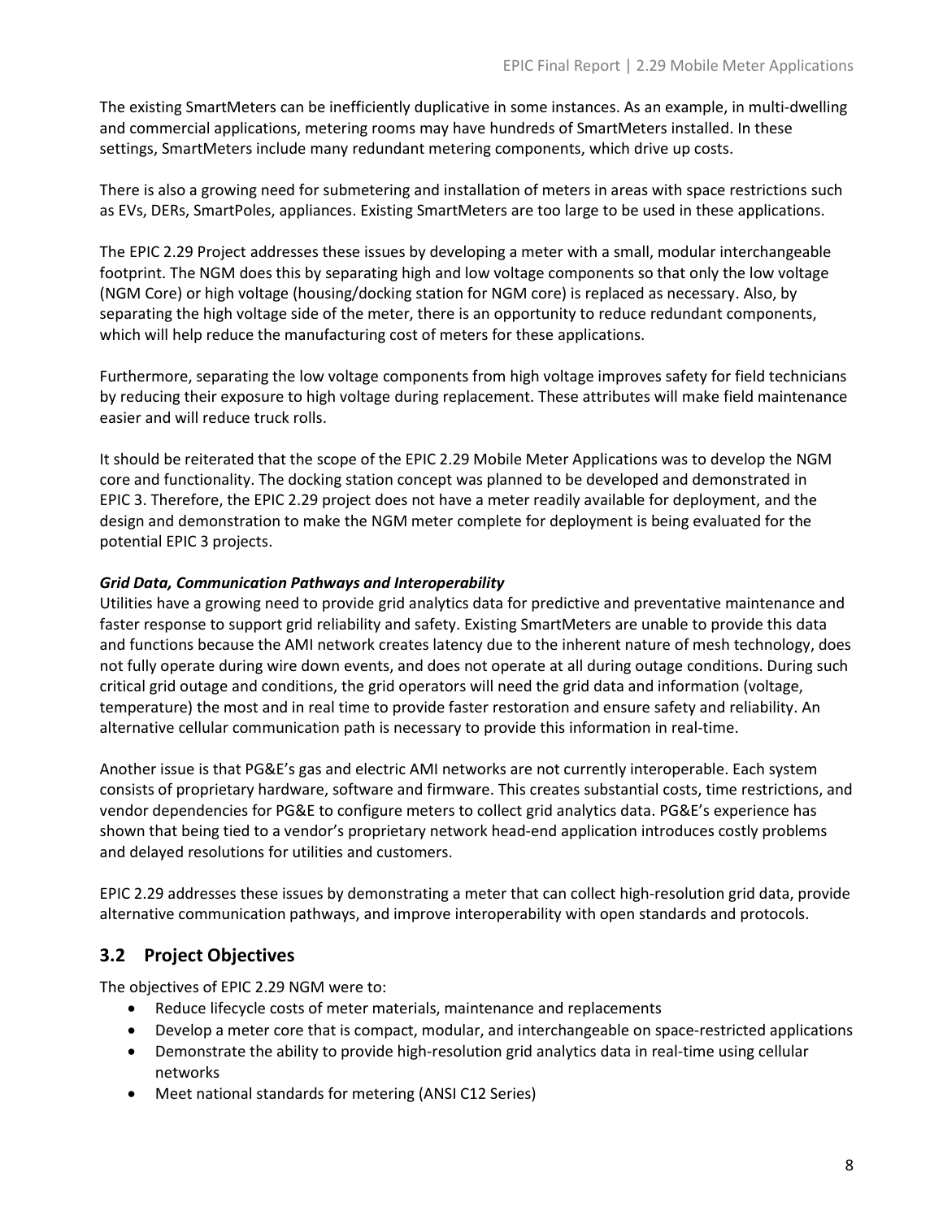The existing SmartMeters can be inefficiently duplicative in some instances. As an example, in multi-dwelling and commercial applications, metering rooms may have hundreds of SmartMeters installed. In these settings, SmartMeters include many redundant metering components, which drive up costs.

There is also a growing need for submetering and installation of meters in areas with space restrictions such as EVs, DERs, SmartPoles, appliances. Existing SmartMeters are too large to be used in these applications.

The EPIC 2.29 Project addresses these issues by developing a meter with a small, modular interchangeable footprint. The NGM does this by separating high and low voltage components so that only the low voltage (NGM Core) or high voltage (housing/docking station for NGM core) is replaced as necessary. Also, by separating the high voltage side of the meter, there is an opportunity to reduce redundant components, which will help reduce the manufacturing cost of meters for these applications.

Furthermore, separating the low voltage components from high voltage improves safety for field technicians by reducing their exposure to high voltage during replacement. These attributes will make field maintenance easier and will reduce truck rolls.

It should be reiterated that the scope of the EPIC 2.29 Mobile Meter Applications was to develop the NGM core and functionality. The docking station concept was planned to be developed and demonstrated in EPIC 3. Therefore, the EPIC 2.29 project does not have a meter readily available for deployment, and the design and demonstration to make the NGM meter complete for deployment is being evaluated for the potential EPIC 3 projects.

***Grid Data, Communication Pathways and Interoperability***

Utilities have a growing need to provide grid analytics data for predictive and preventative maintenance and faster response to support grid reliability and safety. Existing SmartMeters are unable to provide this data and functions because the AMI network creates latency due to the inherent nature of mesh technology, does not fully operate during wire down events, and does not operate at all during outage conditions. During such critical grid outage and conditions, the grid operators will need the grid data and information (voltage, temperature) the most and in real time to provide faster restoration and ensure safety and reliability. An alternative cellular communication path is necessary to provide this information in real-time.

Another issue is that PG&E's gas and electric AMI networks are not currently interoperable. Each system consists of proprietary hardware, software and firmware. This creates substantial costs, time restrictions, and vendor dependencies for PG&E to configure meters to collect grid analytics data. PG&E's experience has shown that being tied to a vendor's proprietary network head-end application introduces costly problems and delayed resolutions for utilities and customers.

EPIC 2.29 addresses these issues by demonstrating a meter that can collect high-resolution grid data, provide alternative communication pathways, and improve interoperability with open standards and protocols.

## 3.2 Project Objectives

The objectives of EPIC 2.29 NGM were to:

- Reduce lifecycle costs of meter materials, maintenance and replacements
- Develop a meter core that is compact, modular, and interchangeable on space-restricted applications
- Demonstrate the ability to provide high-resolution grid analytics data in real-time using cellular networks
- Meet national standards for metering (ANSI C12 Series)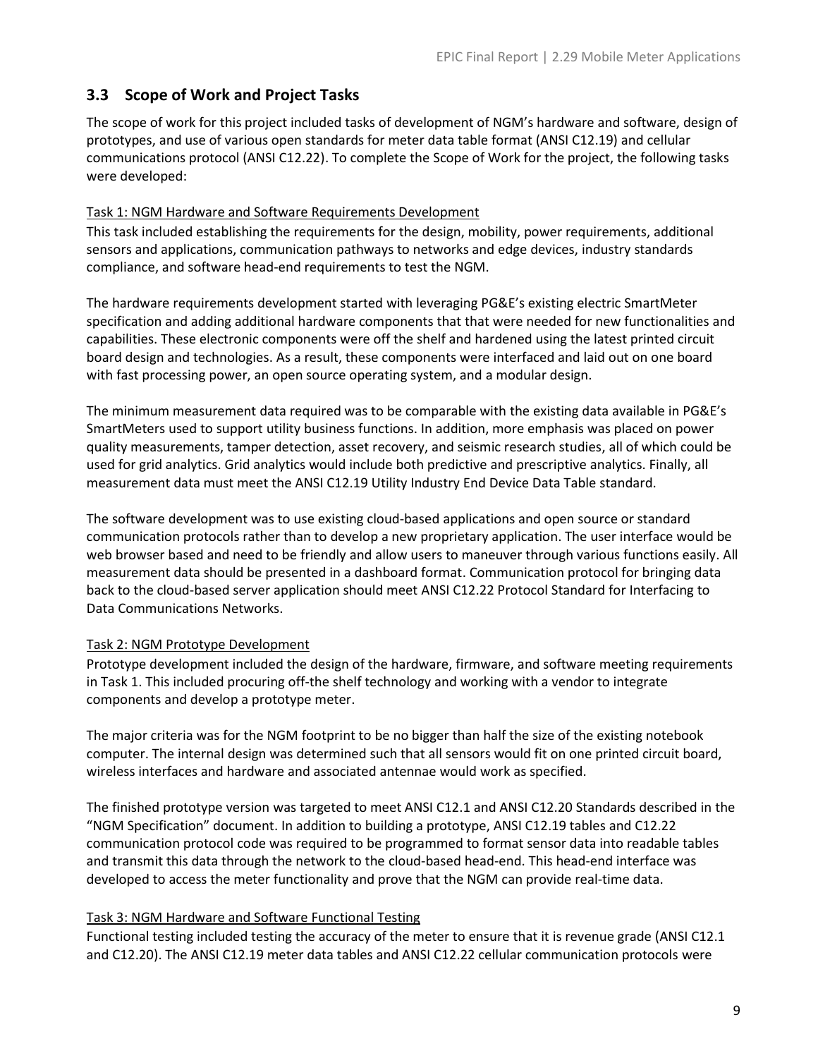## 3.3 Scope of Work and Project Tasks

The scope of work for this project included tasks of development of NGM's hardware and software, design of prototypes, and use of various open standards for meter data table format (ANSI C12.19) and cellular communications protocol (ANSI C12.22). To complete the Scope of Work for the project, the following tasks were developed:

Task 1: NGM Hardware and Software Requirements Development

This task included establishing the requirements for the design, mobility, power requirements, additional sensors and applications, communication pathways to networks and edge devices, industry standards compliance, and software head-end requirements to test the NGM.

The hardware requirements development started with leveraging PG&E's existing electric SmartMeter specification and adding additional hardware components that that were needed for new functionalities and capabilities. These electronic components were off the shelf and hardened using the latest printed circuit board design and technologies. As a result, these components were interfaced and laid out on one board with fast processing power, an open source operating system, and a modular design.

The minimum measurement data required was to be comparable with the existing data available in PG&E's SmartMeters used to support utility business functions. In addition, more emphasis was placed on power quality measurements, tamper detection, asset recovery, and seismic research studies, all of which could be used for grid analytics. Grid analytics would include both predictive and prescriptive analytics. Finally, all measurement data must meet the ANSI C12.19 Utility Industry End Device Data Table standard.

The software development was to use existing cloud-based applications and open source or standard communication protocols rather than to develop a new proprietary application. The user interface would be web browser based and need to be friendly and allow users to maneuver through various functions easily. All measurement data should be presented in a dashboard format. Communication protocol for bringing data back to the cloud-based server application should meet ANSI C12.22 Protocol Standard for Interfacing to Data Communications Networks.

Task 2: NGM Prototype Development

Prototype development included the design of the hardware, firmware, and software meeting requirements in Task 1. This included procuring off-the shelf technology and working with a vendor to integrate components and develop a prototype meter.

The major criteria was for the NGM footprint to be no bigger than half the size of the existing notebook computer. The internal design was determined such that all sensors would fit on one printed circuit board, wireless interfaces and hardware and associated antennae would work as specified.

The finished prototype version was targeted to meet ANSI C12.1 and ANSI C12.20 Standards described in the "NGM Specification" document. In addition to building a prototype, ANSI C12.19 tables and C12.22 communication protocol code was required to be programmed to format sensor data into readable tables and transmit this data through the network to the cloud-based head-end. This head-end interface was developed to access the meter functionality and prove that the NGM can provide real-time data.

Task 3: NGM Hardware and Software Functional Testing

Functional testing included testing the accuracy of the meter to ensure that it is revenue grade (ANSI C12.1 and C12.20). The ANSI C12.19 meter data tables and ANSI C12.22 cellular communication protocols were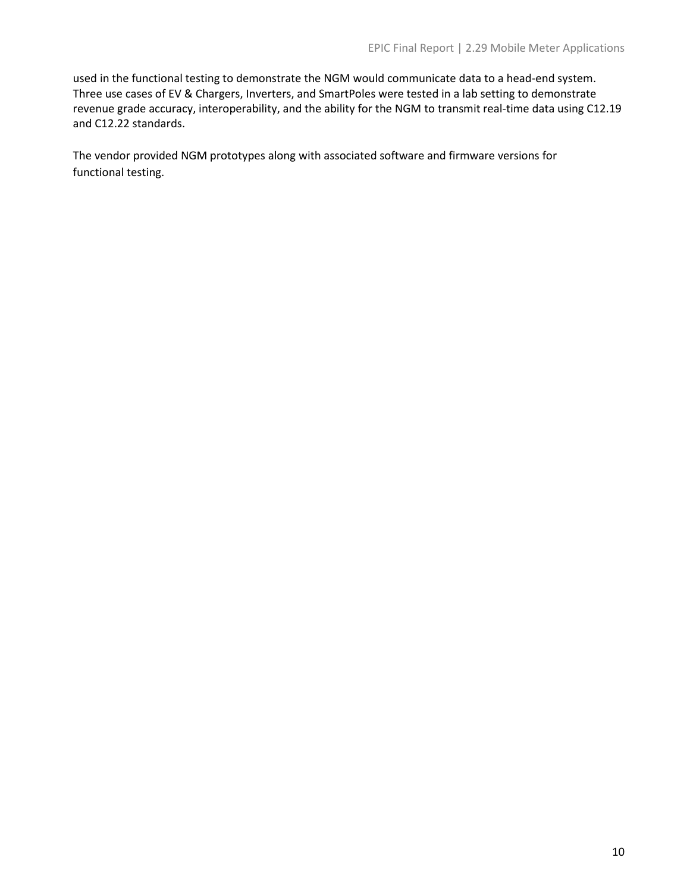used in the functional testing to demonstrate the NGM would communicate data to a head-end system. Three use cases of EV & Chargers, Inverters, and SmartPoles were tested in a lab setting to demonstrate revenue grade accuracy, interoperability, and the ability for the NGM to transmit real-time data using C12.19 and C12.22 standards.

The vendor provided NGM prototypes along with associated software and firmware versions for functional testing.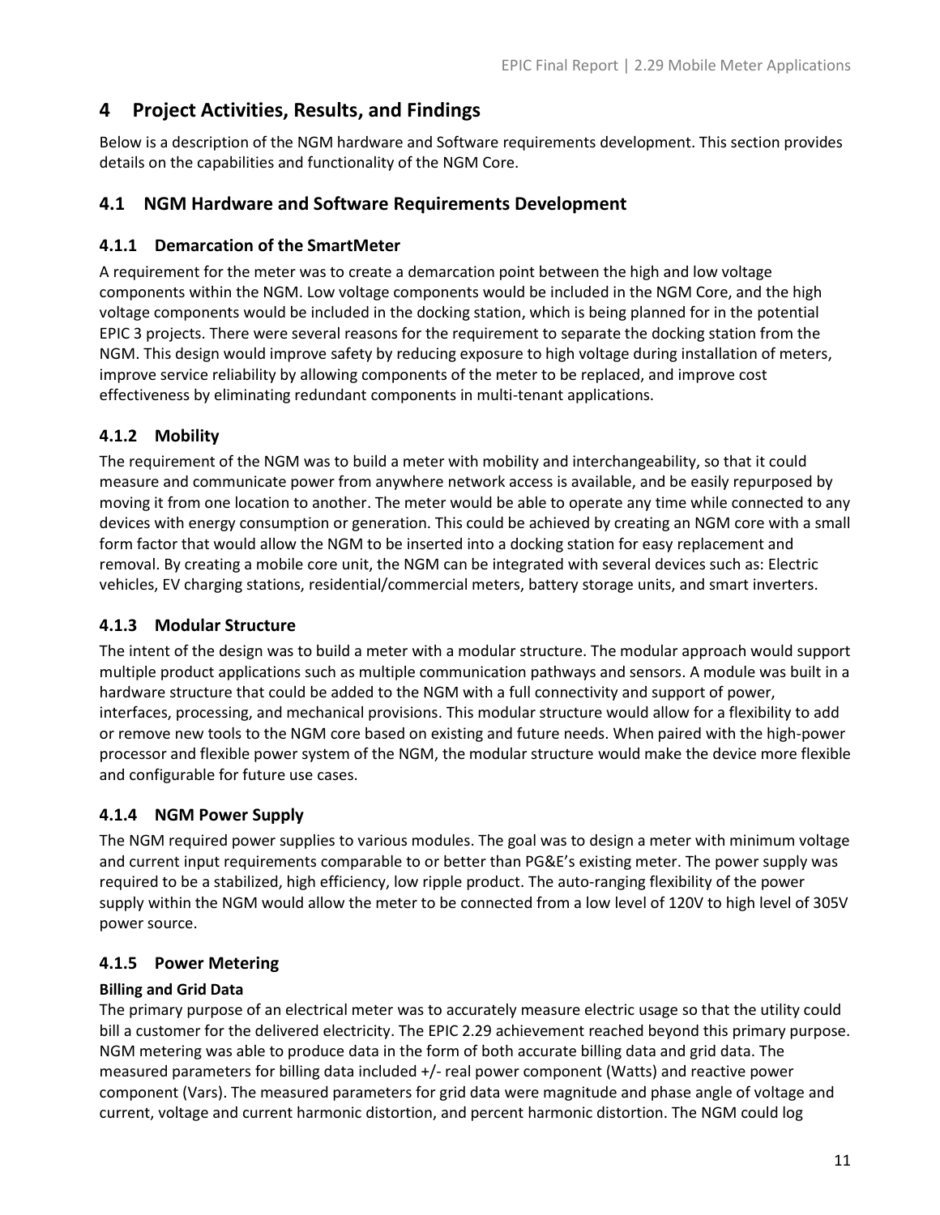# 4 Project Activities, Results, and Findings

Below is a description of the NGM hardware and Software requirements development. This section provides details on the capabilities and functionality of the NGM Core.

## 4.1 NGM Hardware and Software Requirements Development

### 4.1.1 Demarcation of the SmartMeter

A requirement for the meter was to create a demarcation point between the high and low voltage components within the NGM. Low voltage components would be included in the NGM Core, and the high voltage components would be included in the docking station, which is being planned for in the potential EPIC 3 projects. There were several reasons for the requirement to separate the docking station from the NGM. This design would improve safety by reducing exposure to high voltage during installation of meters, improve service reliability by allowing components of the meter to be replaced, and improve cost effectiveness by eliminating redundant components in multi-tenant applications.

### 4.1.2 Mobility

The requirement of the NGM was to build a meter with mobility and interchangeability, so that it could measure and communicate power from anywhere network access is available, and be easily repurposed by moving it from one location to another. The meter would be able to operate any time while connected to any devices with energy consumption or generation. This could be achieved by creating an NGM core with a small form factor that would allow the NGM to be inserted into a docking station for easy replacement and removal. By creating a mobile core unit, the NGM can be integrated with several devices such as: Electric vehicles, EV charging stations, residential/commercial meters, battery storage units, and smart inverters.

### 4.1.3 Modular Structure

The intent of the design was to build a meter with a modular structure. The modular approach would support multiple product applications such as multiple communication pathways and sensors. A module was built in a hardware structure that could be added to the NGM with a full connectivity and support of power, interfaces, processing, and mechanical provisions. This modular structure would allow for a flexibility to add or remove new tools to the NGM core based on existing and future needs. When paired with the high-power processor and flexible power system of the NGM, the modular structure would make the device more flexible and configurable for future use cases.

### 4.1.4 NGM Power Supply

The NGM required power supplies to various modules. The goal was to design a meter with minimum voltage and current input requirements comparable to or better than PG&E's existing meter. The power supply was required to be a stabilized, high efficiency, low ripple product. The auto-ranging flexibility of the power supply within the NGM would allow the meter to be connected from a low level of 120V to high level of 305V power source.

### 4.1.5 Power Metering

**Billing and Grid Data**

The primary purpose of an electrical meter was to accurately measure electric usage so that the utility could bill a customer for the delivered electricity. The EPIC 2.29 achievement reached beyond this primary purpose. NGM metering was able to produce data in the form of both accurate billing data and grid data. The measured parameters for billing data included +/- real power component (Watts) and reactive power component (Vars). The measured parameters for grid data were magnitude and phase angle of voltage and current, voltage and current harmonic distortion, and percent harmonic distortion. The NGM could log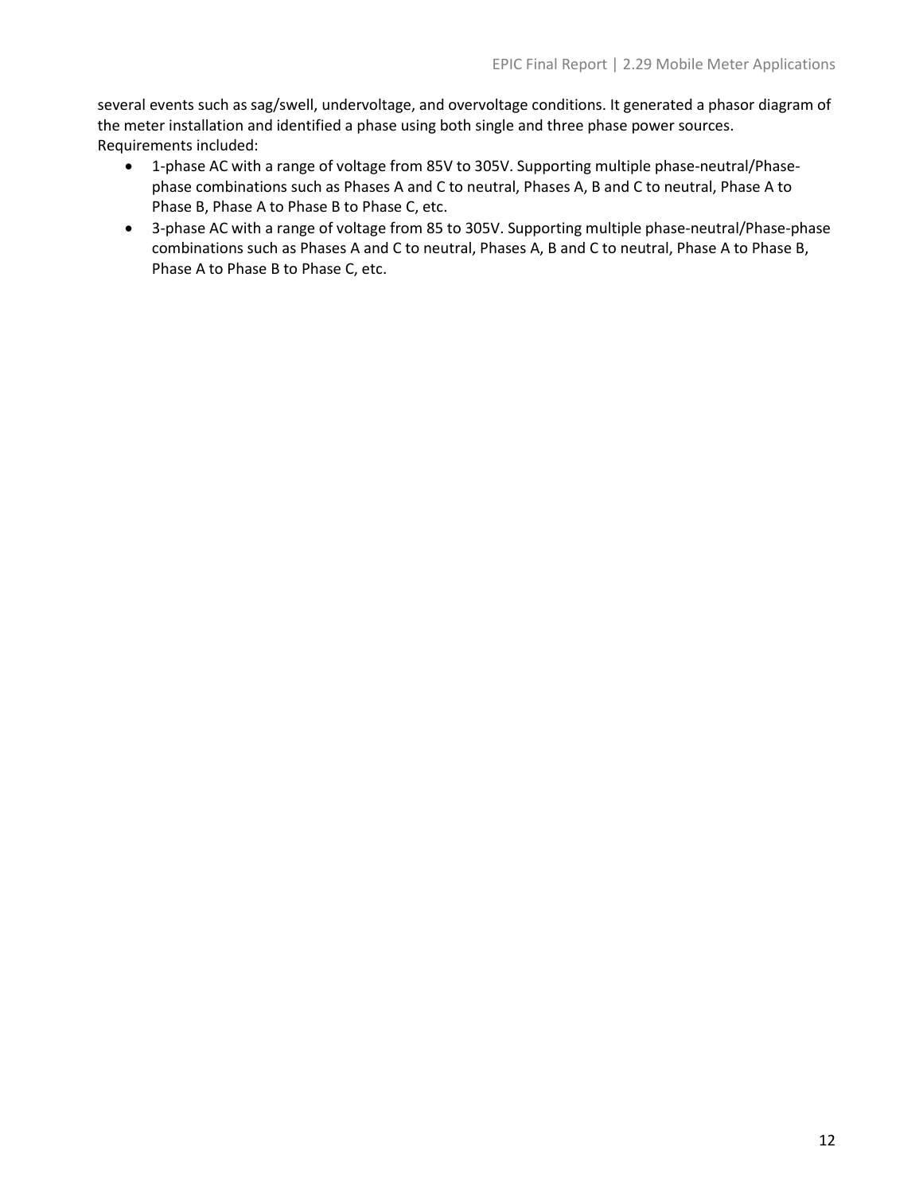several events such as sag/swell, undervoltage, and overvoltage conditions. It generated a phasor diagram of the meter installation and identified a phase using both single and three phase power sources. Requirements included:

- 1-phase AC with a range of voltage from 85V to 305V. Supporting multiple phase-neutral/Phase-phase combinations such as Phases A and C to neutral, Phases A, B and C to neutral, Phase A to Phase B, Phase A to Phase B to Phase C, etc.
- 3-phase AC with a range of voltage from 85 to 305V. Supporting multiple phase-neutral/Phase-phase combinations such as Phases A and C to neutral, Phases A, B and C to neutral, Phase A to Phase B, Phase A to Phase B to Phase C, etc.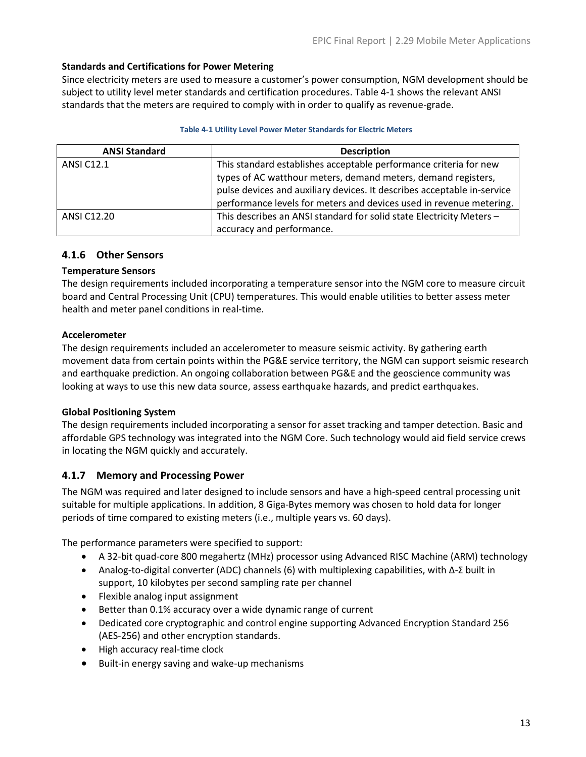**Standards and Certifications for Power Metering**

Since electricity meters are used to measure a customer's power consumption, NGM development should be subject to utility level meter standards and certification procedures. Table 4-1 shows the relevant ANSI standards that the meters are required to comply with in order to qualify as revenue-grade.

**Table 4-1 Utility Level Power Meter Standards for Electric Meters**

| ANSI Standard | Description |
|---|---|
| ANSI C12.1 | This standard establishes acceptable performance criteria for new types of AC watthour meters, demand meters, demand registers, pulse devices and auxiliary devices. It describes acceptable in-service performance levels for meters and devices used in revenue metering. |
| ANSI C12.20 | This describes an ANSI standard for solid state Electricity Meters – accuracy and performance. |

### 4.1.6 Other Sensors

**Temperature Sensors**

The design requirements included incorporating a temperature sensor into the NGM core to measure circuit board and Central Processing Unit (CPU) temperatures. This would enable utilities to better assess meter health and meter panel conditions in real-time.

**Accelerometer**

The design requirements included an accelerometer to measure seismic activity. By gathering earth movement data from certain points within the PG&E service territory, the NGM can support seismic research and earthquake prediction. An ongoing collaboration between PG&E and the geoscience community was looking at ways to use this new data source, assess earthquake hazards, and predict earthquakes.

**Global Positioning System**

The design requirements included incorporating a sensor for asset tracking and tamper detection. Basic and affordable GPS technology was integrated into the NGM Core. Such technology would aid field service crews in locating the NGM quickly and accurately.

### 4.1.7 Memory and Processing Power

The NGM was required and later designed to include sensors and have a high-speed central processing unit suitable for multiple applications. In addition, 8 Giga-Bytes memory was chosen to hold data for longer periods of time compared to existing meters (i.e., multiple years vs. 60 days).

The performance parameters were specified to support:

- A 32-bit quad-core 800 megahertz (MHz) processor using Advanced RISC Machine (ARM) technology
- Analog-to-digital converter (ADC) channels (6) with multiplexing capabilities, with Δ-Σ built in support, 10 kilobytes per second sampling rate per channel
- Flexible analog input assignment
- Better than 0.1% accuracy over a wide dynamic range of current
- Dedicated core cryptographic and control engine supporting Advanced Encryption Standard 256 (AES-256) and other encryption standards.
- High accuracy real-time clock
- Built-in energy saving and wake-up mechanisms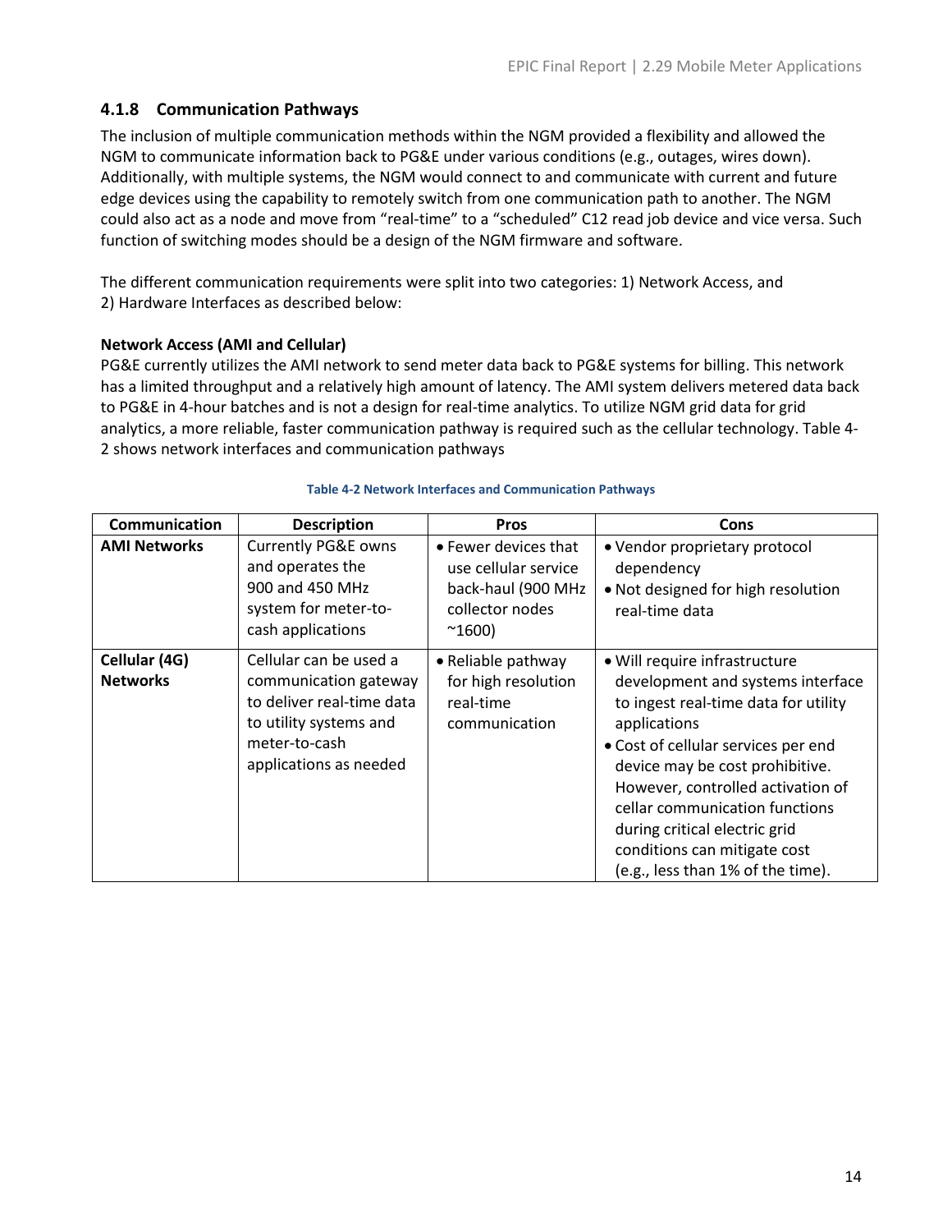### 4.1.8 Communication Pathways

The inclusion of multiple communication methods within the NGM provided a flexibility and allowed the NGM to communicate information back to PG&E under various conditions (e.g., outages, wires down). Additionally, with multiple systems, the NGM would connect to and communicate with current and future edge devices using the capability to remotely switch from one communication path to another. The NGM could also act as a node and move from "real-time" to a "scheduled" C12 read job device and vice versa. Such function of switching modes should be a design of the NGM firmware and software.

The different communication requirements were split into two categories: 1) Network Access, and 2) Hardware Interfaces as described below:

**Network Access (AMI and Cellular)**

PG&E currently utilizes the AMI network to send meter data back to PG&E systems for billing. This network has a limited throughput and a relatively high amount of latency. The AMI system delivers metered data back to PG&E in 4-hour batches and is not a design for real-time analytics. To utilize NGM grid data for grid analytics, a more reliable, faster communication pathway is required such as the cellular technology. Table 4-2 shows network interfaces and communication pathways

**Table 4-2 Network Interfaces and Communication Pathways**

| Communication | Description | Pros | Cons |
|---|---|---|---|
| **AMI Networks** | Currently PG&E owns and operates the 900 and 450 MHz system for meter-to-cash applications | • Fewer devices that use cellular service back-haul (900 MHz collector nodes ~1600) | • Vendor proprietary protocol dependency<br>• Not designed for high resolution real-time data |
| **Cellular (4G) Networks** | Cellular can be used a communication gateway to deliver real-time data to utility systems and meter-to-cash applications as needed | • Reliable pathway for high resolution real-time communication | • Will require infrastructure development and systems interface to ingest real-time data for utility applications<br>• Cost of cellular services per end device may be cost prohibitive. However, controlled activation of cellar communication functions during critical electric grid conditions can mitigate cost (e.g., less than 1% of the time). |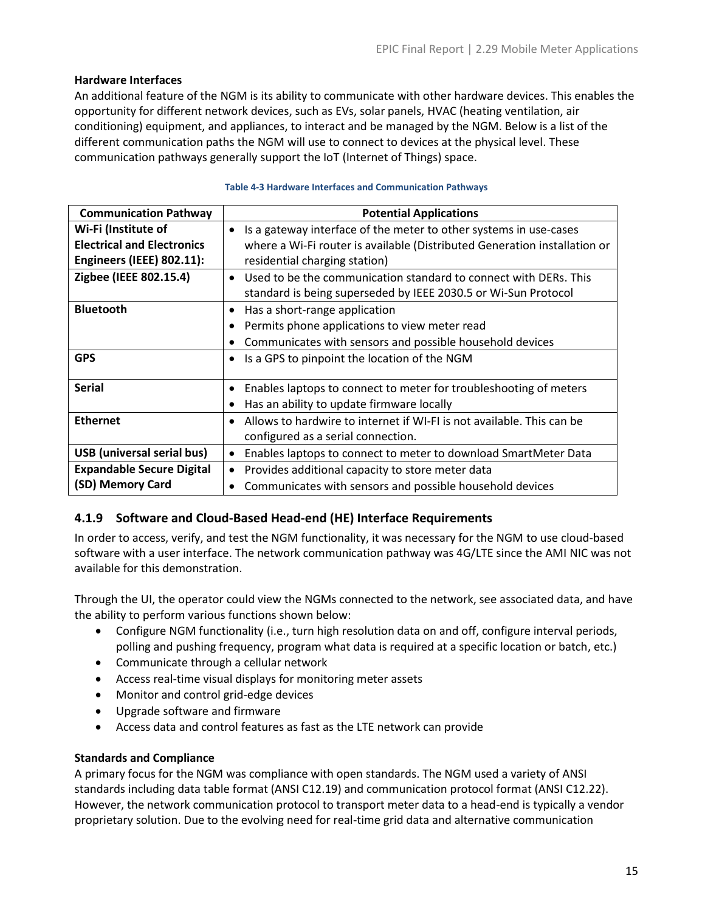**Hardware Interfaces**

An additional feature of the NGM is its ability to communicate with other hardware devices. This enables the opportunity for different network devices, such as EVs, solar panels, HVAC (heating ventilation, air conditioning) equipment, and appliances, to interact and be managed by the NGM. Below is a list of the different communication paths the NGM will use to connect to devices at the physical level. These communication pathways generally support the IoT (Internet of Things) space.

**Table 4-3 Hardware Interfaces and Communication Pathways**

| Communication Pathway | Potential Applications |
|---|---|
| **Wi-Fi (Institute of Electrical and Electronics Engineers (IEEE) 802.11):** | • Is a gateway interface of the meter to other systems in use-cases where a Wi-Fi router is available (Distributed Generation installation or residential charging station) |
| **Zigbee (IEEE 802.15.4)** | • Used to be the communication standard to connect with DERs. This standard is being superseded by IEEE 2030.5 or Wi-Sun Protocol |
| **Bluetooth** | • Has a short-range application<br>• Permits phone applications to view meter read<br>• Communicates with sensors and possible household devices |
| **GPS** | • Is a GPS to pinpoint the location of the NGM |
| **Serial** | • Enables laptops to connect to meter for troubleshooting of meters<br>• Has an ability to update firmware locally |
| **Ethernet** | • Allows to hardwire to internet if WI-FI is not available. This can be configured as a serial connection. |
| **USB (universal serial bus)** | • Enables laptops to connect to meter to download SmartMeter Data |
| **Expandable Secure Digital (SD) Memory Card** | • Provides additional capacity to store meter data<br>• Communicates with sensors and possible household devices |

### 4.1.9 Software and Cloud-Based Head-end (HE) Interface Requirements

In order to access, verify, and test the NGM functionality, it was necessary for the NGM to use cloud-based software with a user interface. The network communication pathway was 4G/LTE since the AMI NIC was not available for this demonstration.

Through the UI, the operator could view the NGMs connected to the network, see associated data, and have the ability to perform various functions shown below:

- Configure NGM functionality (i.e., turn high resolution data on and off, configure interval periods, polling and pushing frequency, program what data is required at a specific location or batch, etc.)
- Communicate through a cellular network
- Access real-time visual displays for monitoring meter assets
- Monitor and control grid-edge devices
- Upgrade software and firmware
- Access data and control features as fast as the LTE network can provide

**Standards and Compliance**

A primary focus for the NGM was compliance with open standards. The NGM used a variety of ANSI standards including data table format (ANSI C12.19) and communication protocol format (ANSI C12.22). However, the network communication protocol to transport meter data to a head-end is typically a vendor proprietary solution. Due to the evolving need for real-time grid data and alternative communication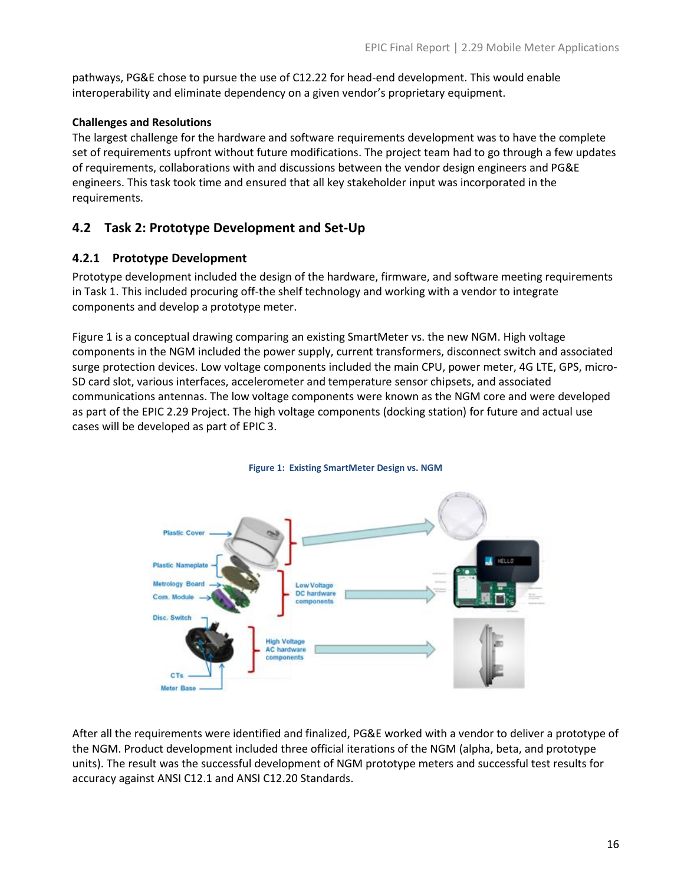pathways, PG&E chose to pursue the use of C12.22 for head-end development. This would enable interoperability and eliminate dependency on a given vendor's proprietary equipment.

**Challenges and Resolutions**

The largest challenge for the hardware and software requirements development was to have the complete set of requirements upfront without future modifications. The project team had to go through a few updates of requirements, collaborations with and discussions between the vendor design engineers and PG&E engineers. This task took time and ensured that all key stakeholder input was incorporated in the requirements.

## 4.2 Task 2: Prototype Development and Set-Up

### 4.2.1 Prototype Development

Prototype development included the design of the hardware, firmware, and software meeting requirements in Task 1. This included procuring off-the shelf technology and working with a vendor to integrate components and develop a prototype meter.

Figure 1 is a conceptual drawing comparing an existing SmartMeter vs. the new NGM. High voltage components in the NGM included the power supply, current transformers, disconnect switch and associated surge protection devices. Low voltage components included the main CPU, power meter, 4G LTE, GPS, micro-SD card slot, various interfaces, accelerometer and temperature sensor chipsets, and associated communications antennas. The low voltage components were known as the NGM core and were developed as part of the EPIC 2.29 Project. The high voltage components (docking station) for future and actual use cases will be developed as part of EPIC 3.

**Figure 1: Existing SmartMeter Design vs. NGM**

After all the requirements were identified and finalized, PG&E worked with a vendor to deliver a prototype of the NGM. Product development included three official iterations of the NGM (alpha, beta, and prototype units). The result was the successful development of NGM prototype meters and successful test results for accuracy against ANSI C12.1 and ANSI C12.20 Standards.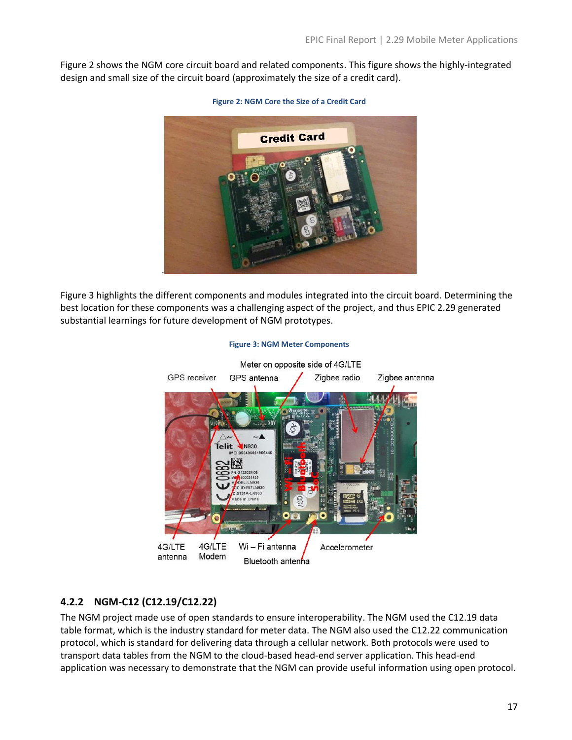Figure 2 shows the NGM core circuit board and related components. This figure shows the highly-integrated design and small size of the circuit board (approximately the size of a credit card).

**Figure 2: NGM Core the Size of a Credit Card**

Figure 3 highlights the different components and modules integrated into the circuit board. Determining the best location for these components was a challenging aspect of the project, and thus EPIC 2.29 generated substantial learnings for future development of NGM prototypes.

**Figure 3: NGM Meter Components**

Meter on opposite side of 4G/LTE
GPS receiver
GPS antenna
Zigbee radio
Zigbee antenna
Wi – Fi
Bluetooth
SoC
4G/LTE antenna
4G/LTE Modem
Wi – Fi antenna
Bluetooth antenna
Accelerometer

### 4.2.2 NGM-C12 (C12.19/C12.22)

The NGM project made use of open standards to ensure interoperability. The NGM used the C12.19 data table format, which is the industry standard for meter data. The NGM also used the C12.22 communication protocol, which is standard for delivering data through a cellular network. Both protocols were used to transport data tables from the NGM to the cloud-based head-end server application. This head-end application was necessary to demonstrate that the NGM can provide useful information using open protocol.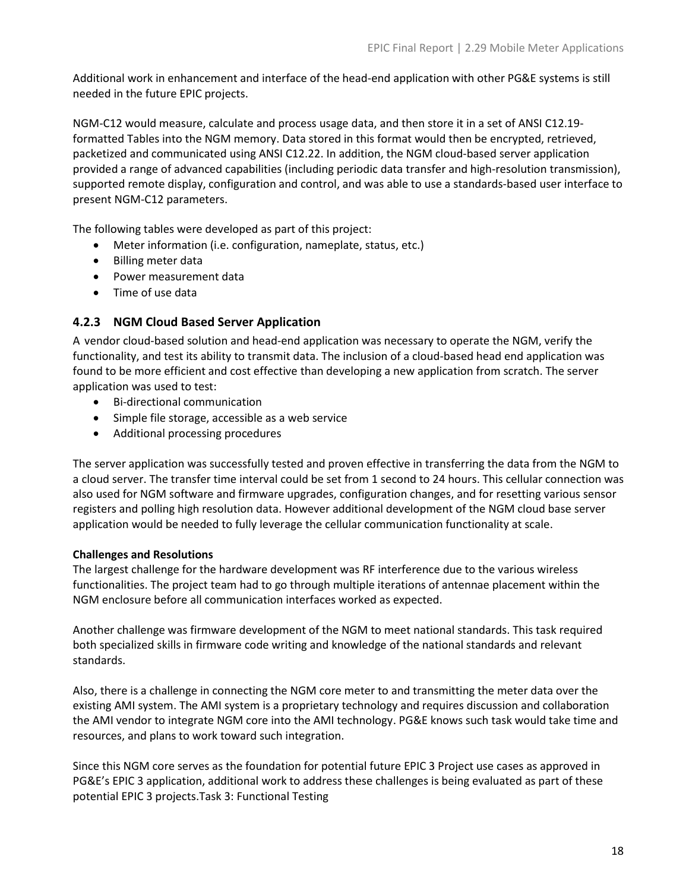Additional work in enhancement and interface of the head-end application with other PG&E systems is still needed in the future EPIC projects.

NGM-C12 would measure, calculate and process usage data, and then store it in a set of ANSI C12.19-formatted Tables into the NGM memory. Data stored in this format would then be encrypted, retrieved, packetized and communicated using ANSI C12.22. In addition, the NGM cloud-based server application provided a range of advanced capabilities (including periodic data transfer and high-resolution transmission), supported remote display, configuration and control, and was able to use a standards-based user interface to present NGM-C12 parameters.

The following tables were developed as part of this project:

- Meter information (i.e. configuration, nameplate, status, etc.)
- Billing meter data
- Power measurement data
- Time of use data

### 4.2.3 NGM Cloud Based Server Application

A vendor cloud-based solution and head-end application was necessary to operate the NGM, verify the functionality, and test its ability to transmit data. The inclusion of a cloud-based head end application was found to be more efficient and cost effective than developing a new application from scratch. The server application was used to test:

- Bi-directional communication
- Simple file storage, accessible as a web service
- Additional processing procedures

The server application was successfully tested and proven effective in transferring the data from the NGM to a cloud server. The transfer time interval could be set from 1 second to 24 hours. This cellular connection was also used for NGM software and firmware upgrades, configuration changes, and for resetting various sensor registers and polling high resolution data. However additional development of the NGM cloud base server application would be needed to fully leverage the cellular communication functionality at scale.

**Challenges and Resolutions**

The largest challenge for the hardware development was RF interference due to the various wireless functionalities. The project team had to go through multiple iterations of antennae placement within the NGM enclosure before all communication interfaces worked as expected.

Another challenge was firmware development of the NGM to meet national standards. This task required both specialized skills in firmware code writing and knowledge of the national standards and relevant standards.

Also, there is a challenge in connecting the NGM core meter to and transmitting the meter data over the existing AMI system. The AMI system is a proprietary technology and requires discussion and collaboration the AMI vendor to integrate NGM core into the AMI technology. PG&E knows such task would take time and resources, and plans to work toward such integration.

Since this NGM core serves as the foundation for potential future EPIC 3 Project use cases as approved in PG&E's EPIC 3 application, additional work to address these challenges is being evaluated as part of these potential EPIC 3 projects.Task 3: Functional Testing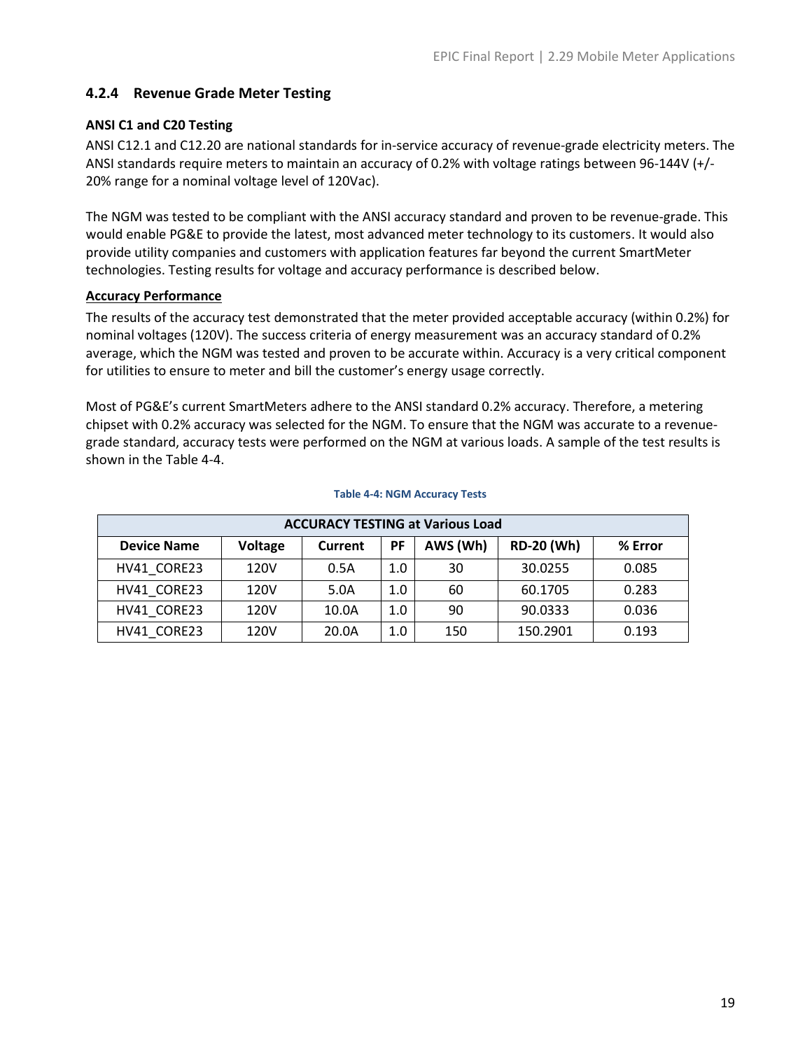### 4.2.4 Revenue Grade Meter Testing

**ANSI C1 and C20 Testing**

ANSI C12.1 and C12.20 are national standards for in-service accuracy of revenue-grade electricity meters. The ANSI standards require meters to maintain an accuracy of 0.2% with voltage ratings between 96-144V (+/- 20% range for a nominal voltage level of 120Vac).

The NGM was tested to be compliant with the ANSI accuracy standard and proven to be revenue-grade. This would enable PG&E to provide the latest, most advanced meter technology to its customers. It would also provide utility companies and customers with application features far beyond the current SmartMeter technologies. Testing results for voltage and accuracy performance is described below.

**Accuracy Performance**

The results of the accuracy test demonstrated that the meter provided acceptable accuracy (within 0.2%) for nominal voltages (120V). The success criteria of energy measurement was an accuracy standard of 0.2% average, which the NGM was tested and proven to be accurate within. Accuracy is a very critical component for utilities to ensure to meter and bill the customer's energy usage correctly.

Most of PG&E's current SmartMeters adhere to the ANSI standard 0.2% accuracy. Therefore, a metering chipset with 0.2% accuracy was selected for the NGM. To ensure that the NGM was accurate to a revenue-grade standard, accuracy tests were performed on the NGM at various loads. A sample of the test results is shown in the Table 4-4.

**Table 4-4: NGM Accuracy Tests**

| ACCURACY TESTING at Various Load | | | | | | |
|---|---|---|---|---|---|---|
| **Device Name** | **Voltage** | **Current** | **PF** | **AWS (Wh)** | **RD-20 (Wh)** | **% Error** |
| HV41_CORE23 | 120V | 0.5A | 1.0 | 30 | 30.0255 | 0.085 |
| HV41_CORE23 | 120V | 5.0A | 1.0 | 60 | 60.1705 | 0.283 |
| HV41_CORE23 | 120V | 10.0A | 1.0 | 90 | 90.0333 | 0.036 |
| HV41_CORE23 | 120V | 20.0A | 1.0 | 150 | 150.2901 | 0.193 |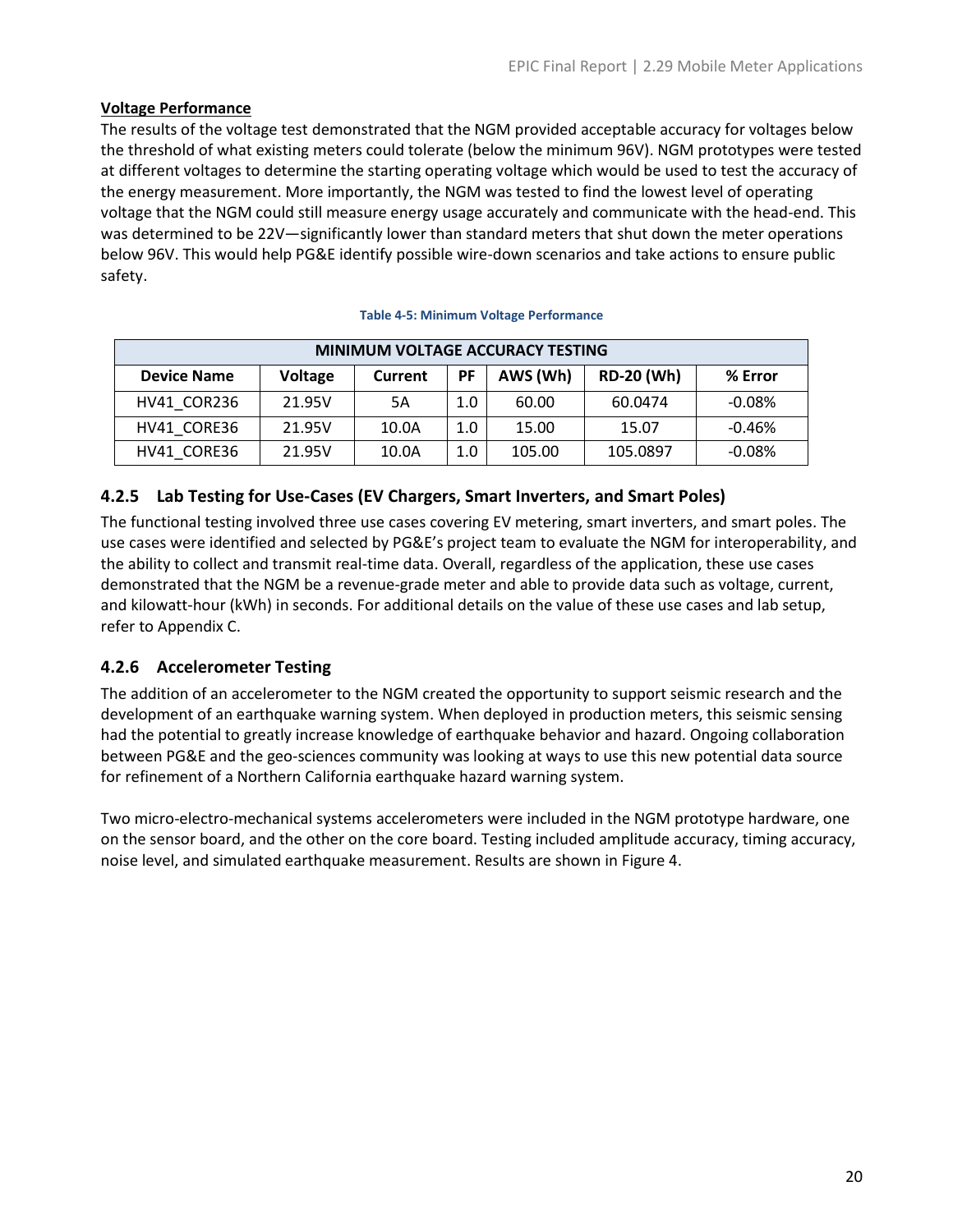**Voltage Performance**

The results of the voltage test demonstrated that the NGM provided acceptable accuracy for voltages below the threshold of what existing meters could tolerate (below the minimum 96V). NGM prototypes were tested at different voltages to determine the starting operating voltage which would be used to test the accuracy of the energy measurement. More importantly, the NGM was tested to find the lowest level of operating voltage that the NGM could still measure energy usage accurately and communicate with the head-end. This was determined to be 22V—significantly lower than standard meters that shut down the meter operations below 96V. This would help PG&E identify possible wire-down scenarios and take actions to ensure public safety.

**Table 4-5: Minimum Voltage Performance**

| MINIMUM VOLTAGE ACCURACY TESTING | | | | | | |
|---|---|---|---|---|---|---|
| **Device Name** | **Voltage** | **Current** | **PF** | **AWS (Wh)** | **RD-20 (Wh)** | **% Error** |
| HV41_COR236 | 21.95V | 5A | 1.0 | 60.00 | 60.0474 | -0.08% |
| HV41_CORE36 | 21.95V | 10.0A | 1.0 | 15.00 | 15.07 | -0.46% |
| HV41_CORE36 | 21.95V | 10.0A | 1.0 | 105.00 | 105.0897 | -0.08% |

### 4.2.5 Lab Testing for Use-Cases (EV Chargers, Smart Inverters, and Smart Poles)

The functional testing involved three use cases covering EV metering, smart inverters, and smart poles. The use cases were identified and selected by PG&E's project team to evaluate the NGM for interoperability, and the ability to collect and transmit real-time data. Overall, regardless of the application, these use cases demonstrated that the NGM be a revenue-grade meter and able to provide data such as voltage, current, and kilowatt-hour (kWh) in seconds. For additional details on the value of these use cases and lab setup, refer to Appendix C.

### 4.2.6 Accelerometer Testing

The addition of an accelerometer to the NGM created the opportunity to support seismic research and the development of an earthquake warning system. When deployed in production meters, this seismic sensing had the potential to greatly increase knowledge of earthquake behavior and hazard. Ongoing collaboration between PG&E and the geo-sciences community was looking at ways to use this new potential data source for refinement of a Northern California earthquake hazard warning system.

Two micro-electro-mechanical systems accelerometers were included in the NGM prototype hardware, one on the sensor board, and the other on the core board. Testing included amplitude accuracy, timing accuracy, noise level, and simulated earthquake measurement. Results are shown in Figure 4.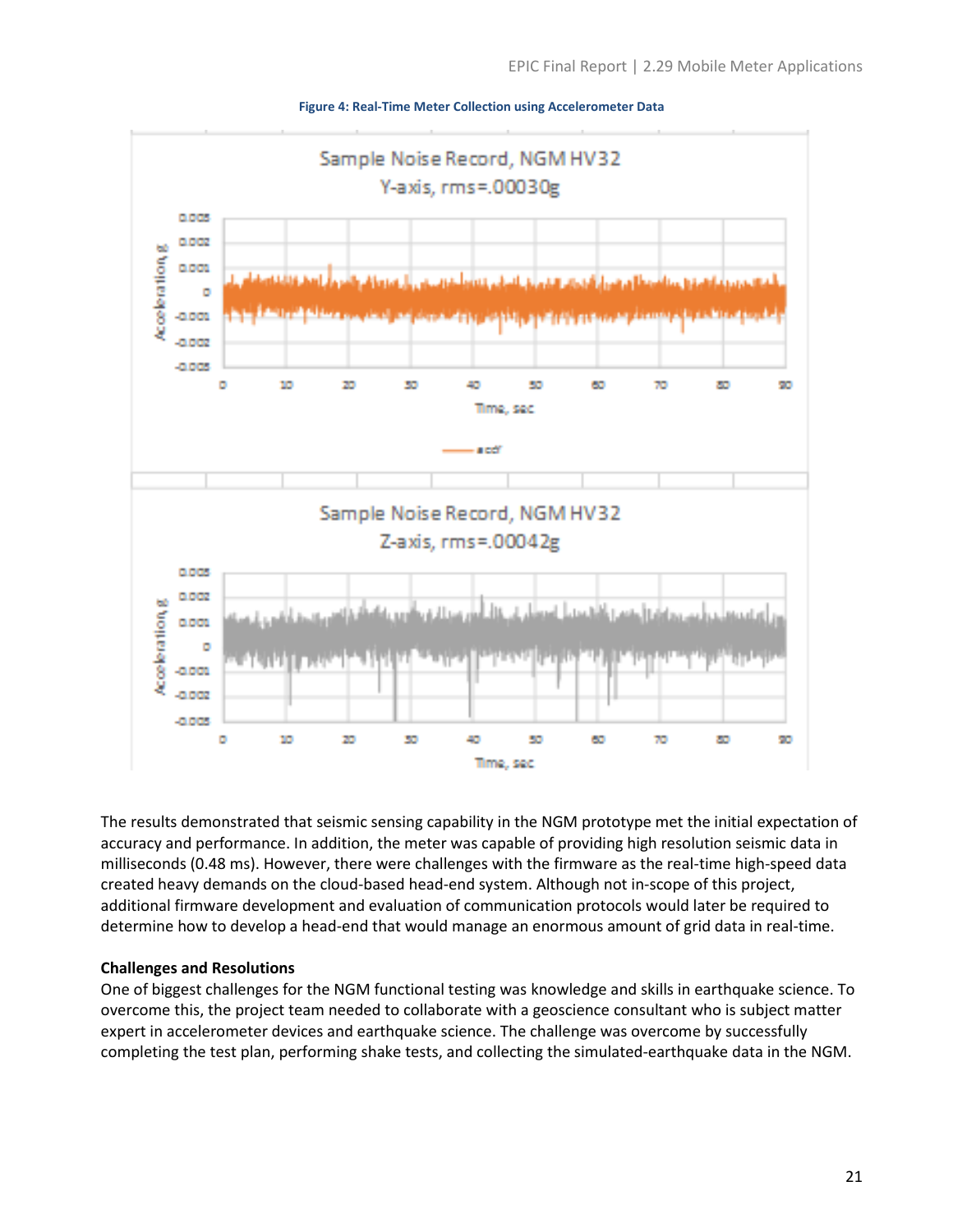Figure 4: Real-Time Meter Collection using Accelerometer Data

The results demonstrated that seismic sensing capability in the NGM prototype met the initial expectation of accuracy and performance. In addition, the meter was capable of providing high resolution seismic data in milliseconds (0.48 ms). However, there were challenges with the firmware as the real-time high-speed data created heavy demands on the cloud-based head-end system. Although not in-scope of this project, additional firmware development and evaluation of communication protocols would later be required to determine how to develop a head-end that would manage an enormous amount of grid data in real-time.

**Challenges and Resolutions**

One of biggest challenges for the NGM functional testing was knowledge and skills in earthquake science. To overcome this, the project team needed to collaborate with a geoscience consultant who is subject matter expert in accelerometer devices and earthquake science. The challenge was overcome by successfully completing the test plan, performing shake tests, and collecting the simulated-earthquake data in the NGM.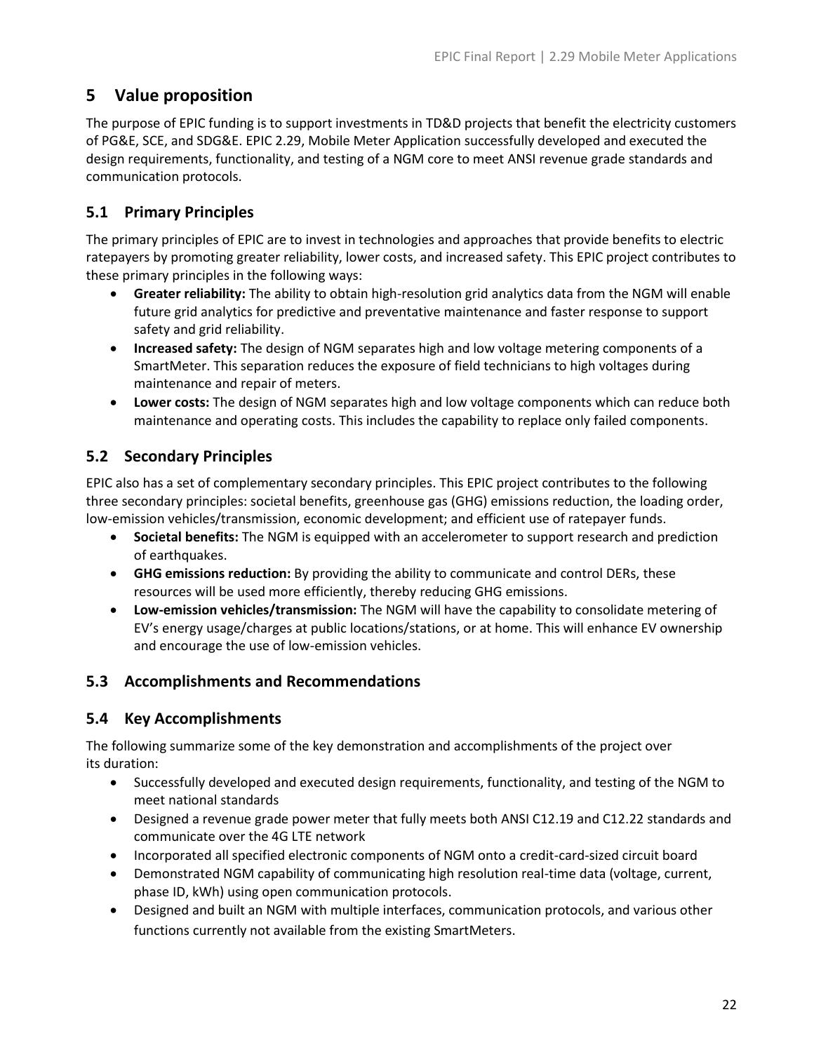# 5 Value proposition

The purpose of EPIC funding is to support investments in TD&D projects that benefit the electricity customers of PG&E, SCE, and SDG&E. EPIC 2.29, Mobile Meter Application successfully developed and executed the design requirements, functionality, and testing of a NGM core to meet ANSI revenue grade standards and communication protocols.

## 5.1 Primary Principles

The primary principles of EPIC are to invest in technologies and approaches that provide benefits to electric ratepayers by promoting greater reliability, lower costs, and increased safety. This EPIC project contributes to these primary principles in the following ways:

- **Greater reliability:** The ability to obtain high-resolution grid analytics data from the NGM will enable future grid analytics for predictive and preventative maintenance and faster response to support safety and grid reliability.
- **Increased safety:** The design of NGM separates high and low voltage metering components of a SmartMeter. This separation reduces the exposure of field technicians to high voltages during maintenance and repair of meters.
- **Lower costs:** The design of NGM separates high and low voltage components which can reduce both maintenance and operating costs. This includes the capability to replace only failed components.

## 5.2 Secondary Principles

EPIC also has a set of complementary secondary principles. This EPIC project contributes to the following three secondary principles: societal benefits, greenhouse gas (GHG) emissions reduction, the loading order, low-emission vehicles/transmission, economic development; and efficient use of ratepayer funds.

- **Societal benefits:** The NGM is equipped with an accelerometer to support research and prediction of earthquakes.
- **GHG emissions reduction:** By providing the ability to communicate and control DERs, these resources will be used more efficiently, thereby reducing GHG emissions.
- **Low-emission vehicles/transmission:** The NGM will have the capability to consolidate metering of EV's energy usage/charges at public locations/stations, or at home. This will enhance EV ownership and encourage the use of low-emission vehicles.

## 5.3 Accomplishments and Recommendations

## 5.4 Key Accomplishments

The following summarize some of the key demonstration and accomplishments of the project over its duration:

- Successfully developed and executed design requirements, functionality, and testing of the NGM to meet national standards
- Designed a revenue grade power meter that fully meets both ANSI C12.19 and C12.22 standards and communicate over the 4G LTE network
- Incorporated all specified electronic components of NGM onto a credit-card-sized circuit board
- Demonstrated NGM capability of communicating high resolution real-time data (voltage, current, phase ID, kWh) using open communication protocols.
- Designed and built an NGM with multiple interfaces, communication protocols, and various other functions currently not available from the existing SmartMeters.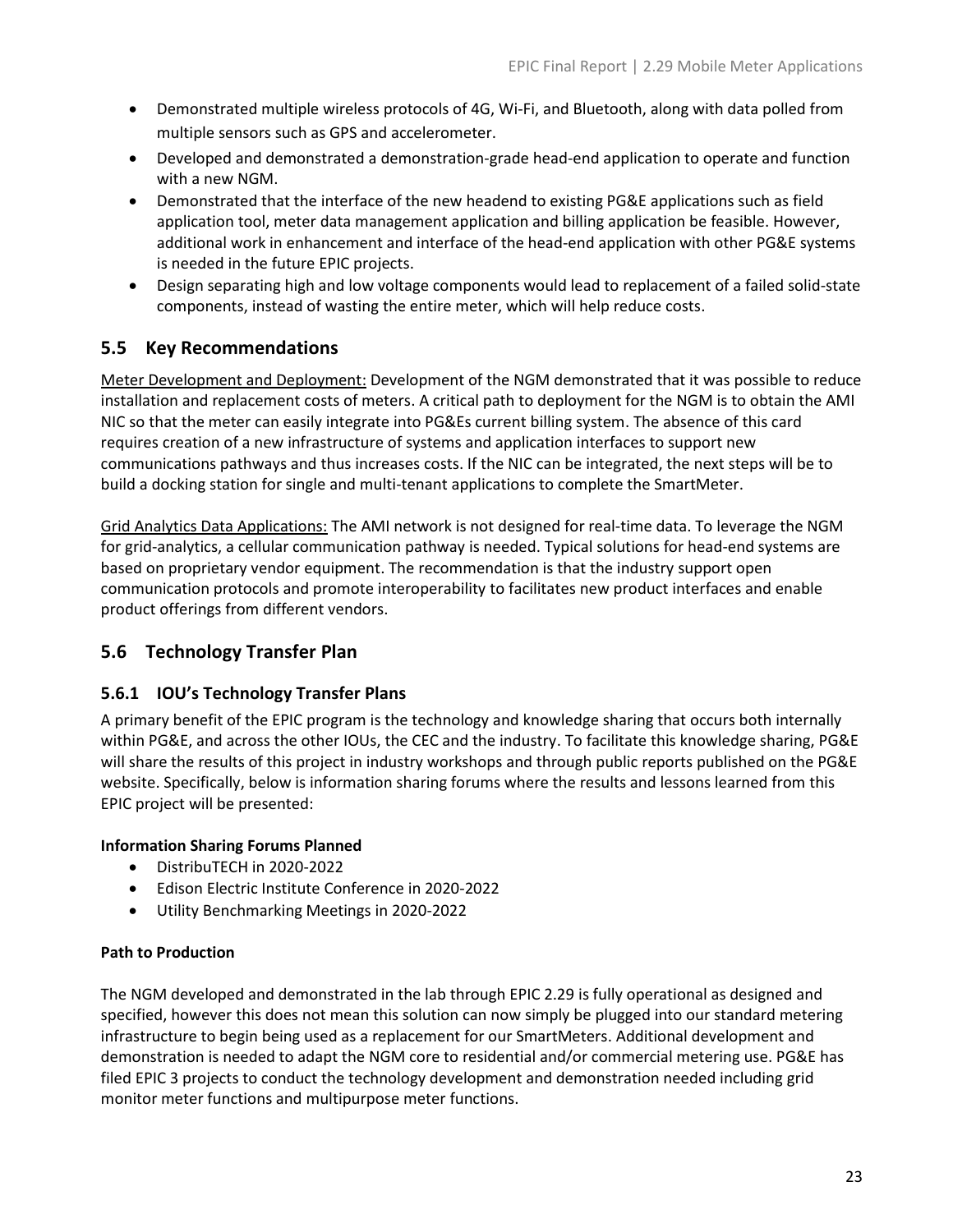- Demonstrated multiple wireless protocols of 4G, Wi-Fi, and Bluetooth, along with data polled from multiple sensors such as GPS and accelerometer.
- Developed and demonstrated a demonstration-grade head-end application to operate and function with a new NGM.
- Demonstrated that the interface of the new headend to existing PG&E applications such as field application tool, meter data management application and billing application be feasible. However, additional work in enhancement and interface of the head-end application with other PG&E systems is needed in the future EPIC projects.
- Design separating high and low voltage components would lead to replacement of a failed solid-state components, instead of wasting the entire meter, which will help reduce costs.

## 5.5 Key Recommendations

Meter Development and Deployment: Development of the NGM demonstrated that it was possible to reduce installation and replacement costs of meters. A critical path to deployment for the NGM is to obtain the AMI NIC so that the meter can easily integrate into PG&Es current billing system. The absence of this card requires creation of a new infrastructure of systems and application interfaces to support new communications pathways and thus increases costs. If the NIC can be integrated, the next steps will be to build a docking station for single and multi-tenant applications to complete the SmartMeter.

Grid Analytics Data Applications: The AMI network is not designed for real-time data. To leverage the NGM for grid-analytics, a cellular communication pathway is needed. Typical solutions for head-end systems are based on proprietary vendor equipment. The recommendation is that the industry support open communication protocols and promote interoperability to facilitates new product interfaces and enable product offerings from different vendors.

## 5.6 Technology Transfer Plan

### 5.6.1 IOU's Technology Transfer Plans

A primary benefit of the EPIC program is the technology and knowledge sharing that occurs both internally within PG&E, and across the other IOUs, the CEC and the industry. To facilitate this knowledge sharing, PG&E will share the results of this project in industry workshops and through public reports published on the PG&E website. Specifically, below is information sharing forums where the results and lessons learned from this EPIC project will be presented:

**Information Sharing Forums Planned**

- DistribuTECH in 2020-2022
- Edison Electric Institute Conference in 2020-2022
- Utility Benchmarking Meetings in 2020-2022

**Path to Production**

The NGM developed and demonstrated in the lab through EPIC 2.29 is fully operational as designed and specified, however this does not mean this solution can now simply be plugged into our standard metering infrastructure to begin being used as a replacement for our SmartMeters. Additional development and demonstration is needed to adapt the NGM core to residential and/or commercial metering use. PG&E has filed EPIC 3 projects to conduct the technology development and demonstration needed including grid monitor meter functions and multipurpose meter functions.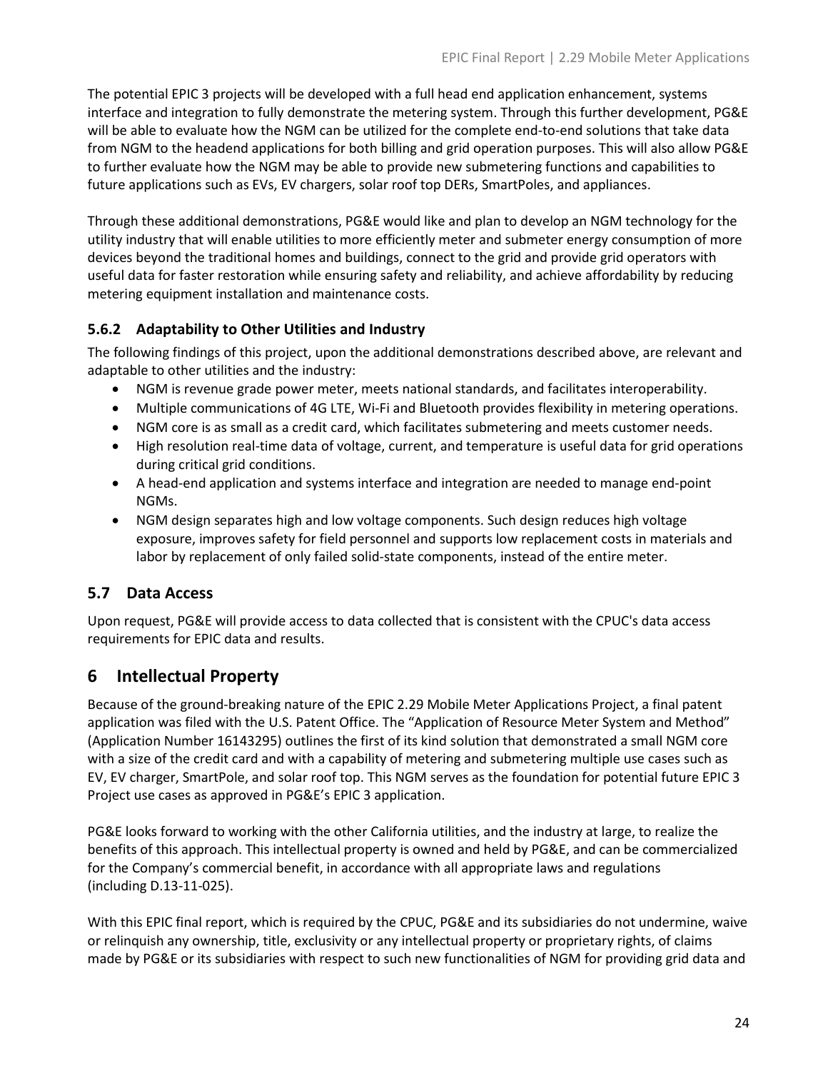The potential EPIC 3 projects will be developed with a full head end application enhancement, systems interface and integration to fully demonstrate the metering system. Through this further development, PG&E will be able to evaluate how the NGM can be utilized for the complete end-to-end solutions that take data from NGM to the headend applications for both billing and grid operation purposes. This will also allow PG&E to further evaluate how the NGM may be able to provide new submetering functions and capabilities to future applications such as EVs, EV chargers, solar roof top DERs, SmartPoles, and appliances.

Through these additional demonstrations, PG&E would like and plan to develop an NGM technology for the utility industry that will enable utilities to more efficiently meter and submeter energy consumption of more devices beyond the traditional homes and buildings, connect to the grid and provide grid operators with useful data for faster restoration while ensuring safety and reliability, and achieve affordability by reducing metering equipment installation and maintenance costs.

### 5.6.2 Adaptability to Other Utilities and Industry

The following findings of this project, upon the additional demonstrations described above, are relevant and adaptable to other utilities and the industry:

- NGM is revenue grade power meter, meets national standards, and facilitates interoperability.
- Multiple communications of 4G LTE, Wi-Fi and Bluetooth provides flexibility in metering operations.
- NGM core is as small as a credit card, which facilitates submetering and meets customer needs.
- High resolution real-time data of voltage, current, and temperature is useful data for grid operations during critical grid conditions.
- A head-end application and systems interface and integration are needed to manage end-point NGMs.
- NGM design separates high and low voltage components. Such design reduces high voltage exposure, improves safety for field personnel and supports low replacement costs in materials and labor by replacement of only failed solid-state components, instead of the entire meter.

## 5.7 Data Access

Upon request, PG&E will provide access to data collected that is consistent with the CPUC's data access requirements for EPIC data and results.

# 6 Intellectual Property

Because of the ground-breaking nature of the EPIC 2.29 Mobile Meter Applications Project, a final patent application was filed with the U.S. Patent Office. The "Application of Resource Meter System and Method" (Application Number 16143295) outlines the first of its kind solution that demonstrated a small NGM core with a size of the credit card and with a capability of metering and submetering multiple use cases such as EV, EV charger, SmartPole, and solar roof top. This NGM serves as the foundation for potential future EPIC 3 Project use cases as approved in PG&E's EPIC 3 application.

PG&E looks forward to working with the other California utilities, and the industry at large, to realize the benefits of this approach. This intellectual property is owned and held by PG&E, and can be commercialized for the Company's commercial benefit, in accordance with all appropriate laws and regulations (including D.13-11-025).

With this EPIC final report, which is required by the CPUC, PG&E and its subsidiaries do not undermine, waive or relinquish any ownership, title, exclusivity or any intellectual property or proprietary rights, of claims made by PG&E or its subsidiaries with respect to such new functionalities of NGM for providing grid data and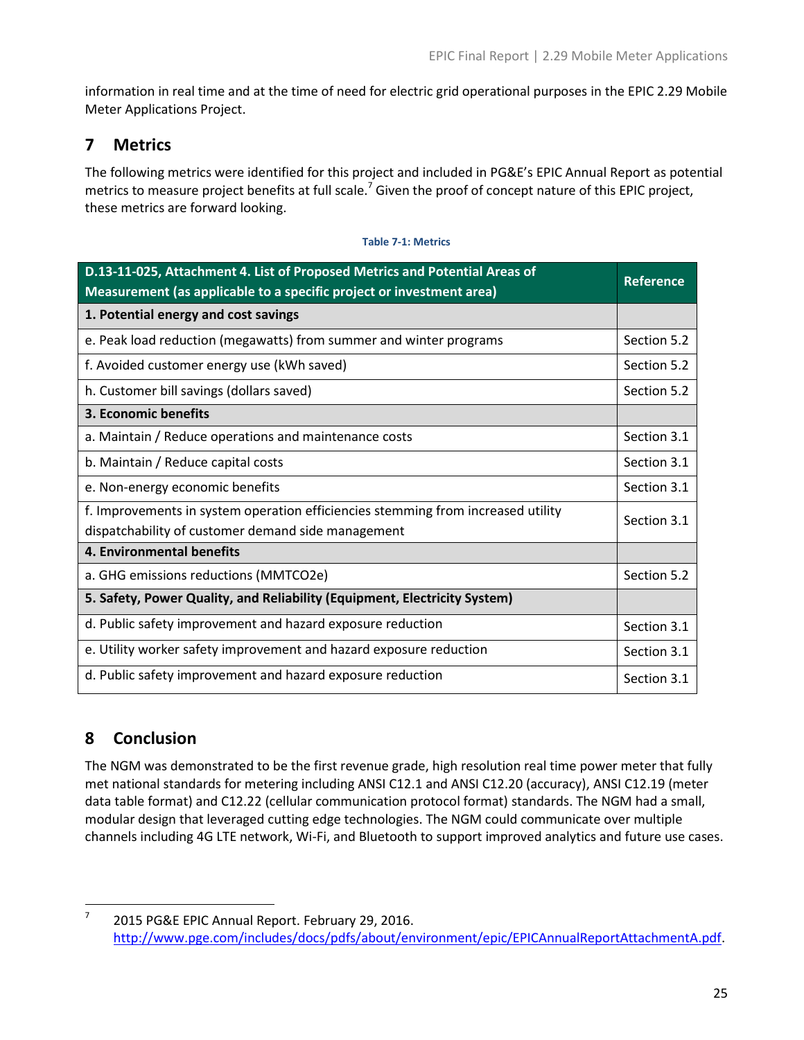information in real time and at the time of need for electric grid operational purposes in the EPIC 2.29 Mobile Meter Applications Project.

## 7 Metrics

The following metrics were identified for this project and included in PG&E's EPIC Annual Report as potential metrics to measure project benefits at full scale.[7] Given the proof of concept nature of this EPIC project, these metrics are forward looking.

**Table 7-1: Metrics**

| D.13-11-025, Attachment 4. List of Proposed Metrics and Potential Areas of Measurement (as applicable to a specific project or investment area) | Reference |
|---|---|
| **1. Potential energy and cost savings** | |
| e. Peak load reduction (megawatts) from summer and winter programs | Section 5.2 |
| f. Avoided customer energy use (kWh saved) | Section 5.2 |
| h. Customer bill savings (dollars saved) | Section 5.2 |
| **3. Economic benefits** | |
| a. Maintain / Reduce operations and maintenance costs | Section 3.1 |
| b. Maintain / Reduce capital costs | Section 3.1 |
| e. Non-energy economic benefits | Section 3.1 |
| f. Improvements in system operation efficiencies stemming from increased utility dispatchability of customer demand side management | Section 3.1 |
| **4. Environmental benefits** | |
| a. GHG emissions reductions (MMTCO2e) | Section 5.2 |
| **5. Safety, Power Quality, and Reliability (Equipment, Electricity System)** | |
| d. Public safety improvement and hazard exposure reduction | Section 3.1 |
| e. Utility worker safety improvement and hazard exposure reduction | Section 3.1 |
| d. Public safety improvement and hazard exposure reduction | Section 3.1 |

## 8 Conclusion

The NGM was demonstrated to be the first revenue grade, high resolution real time power meter that fully met national standards for metering including ANSI C12.1 and ANSI C12.20 (accuracy), ANSI C12.19 (meter data table format) and C12.22 (cellular communication protocol format) standards. The NGM had a small, modular design that leveraged cutting edge technologies. The NGM could communicate over multiple channels including 4G LTE network, Wi-Fi, and Bluetooth to support improved analytics and future use cases.

---

[7] 2015 PG&E EPIC Annual Report. February 29, 2016. http://www.pge.com/includes/docs/pdfs/about/environment/epic/EPICAnnualReportAttachmentA.pdf.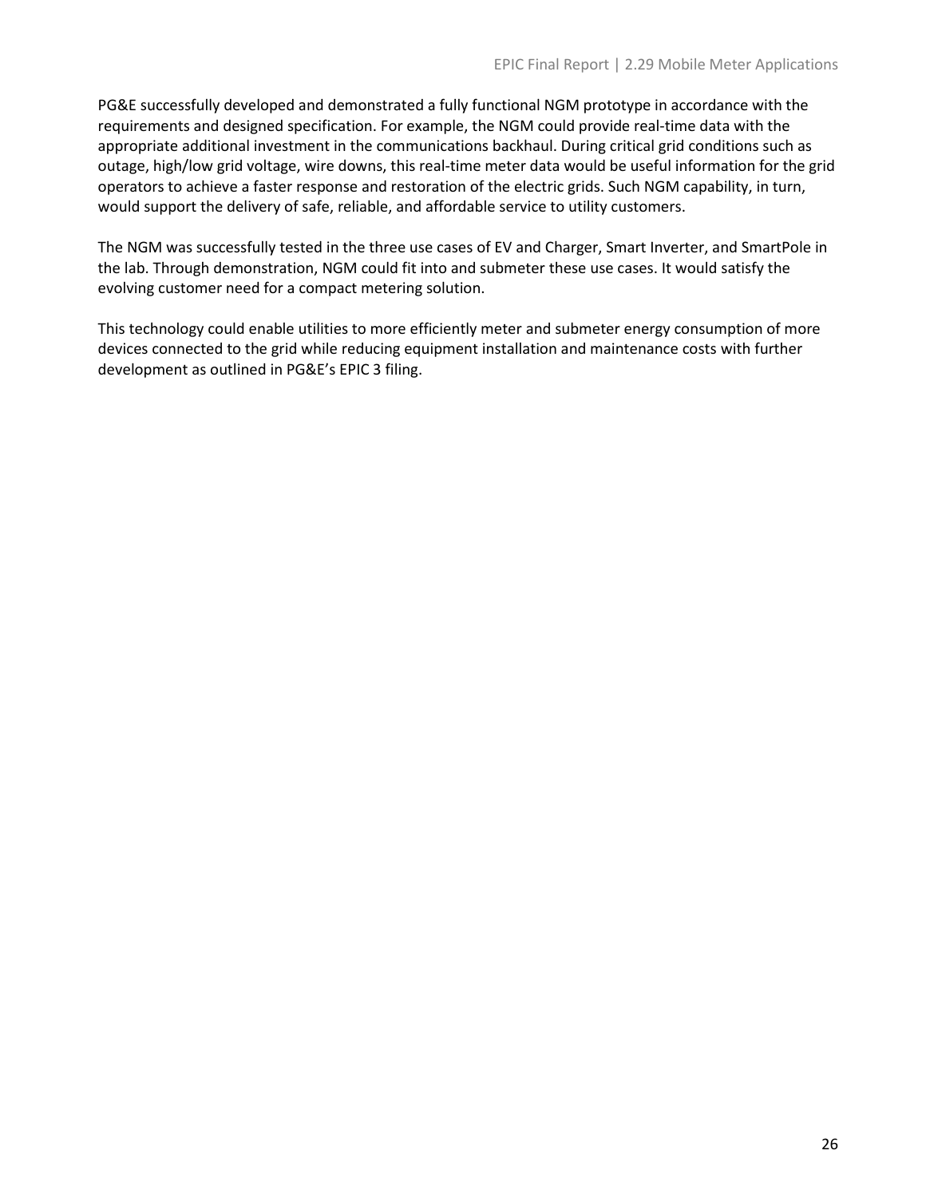PG&E successfully developed and demonstrated a fully functional NGM prototype in accordance with the requirements and designed specification. For example, the NGM could provide real-time data with the appropriate additional investment in the communications backhaul. During critical grid conditions such as outage, high/low grid voltage, wire downs, this real-time meter data would be useful information for the grid operators to achieve a faster response and restoration of the electric grids. Such NGM capability, in turn, would support the delivery of safe, reliable, and affordable service to utility customers.

The NGM was successfully tested in the three use cases of EV and Charger, Smart Inverter, and SmartPole in the lab. Through demonstration, NGM could fit into and submeter these use cases. It would satisfy the evolving customer need for a compact metering solution.

This technology could enable utilities to more efficiently meter and submeter energy consumption of more devices connected to the grid while reducing equipment installation and maintenance costs with further development as outlined in PG&E's EPIC 3 filing.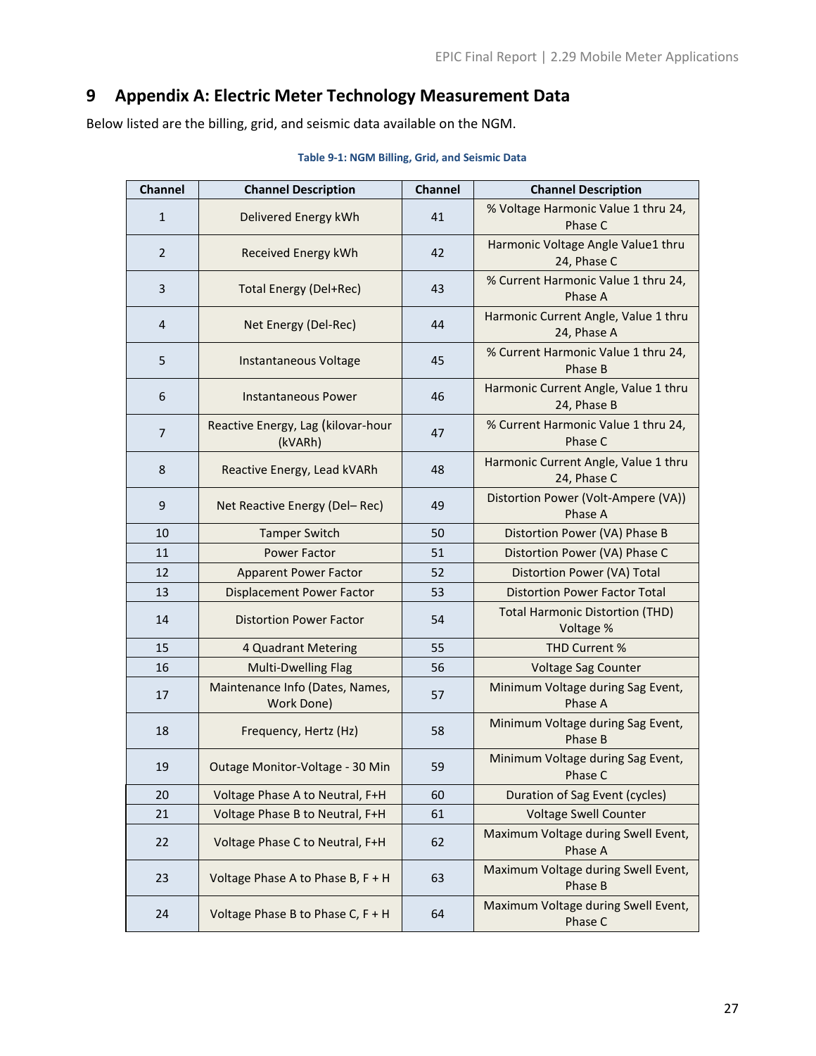# 9 Appendix A: Electric Meter Technology Measurement Data

Below listed are the billing, grid, and seismic data available on the NGM.

**Table 9-1: NGM Billing, Grid, and Seismic Data**

| Channel | Channel Description | Channel | Channel Description |
|---|---|---|---|
| 1 | Delivered Energy kWh | 41 | % Voltage Harmonic Value 1 thru 24, Phase C |
| 2 | Received Energy kWh | 42 | Harmonic Voltage Angle Value1 thru 24, Phase C |
| 3 | Total Energy (Del+Rec) | 43 | % Current Harmonic Value 1 thru 24, Phase A |
| 4 | Net Energy (Del-Rec) | 44 | Harmonic Current Angle, Value 1 thru 24, Phase A |
| 5 | Instantaneous Voltage | 45 | % Current Harmonic Value 1 thru 24, Phase B |
| 6 | Instantaneous Power | 46 | Harmonic Current Angle, Value 1 thru 24, Phase B |
| 7 | Reactive Energy, Lag (kilovar-hour (kVARh) | 47 | % Current Harmonic Value 1 thru 24, Phase C |
| 8 | Reactive Energy, Lead kVARh | 48 | Harmonic Current Angle, Value 1 thru 24, Phase C |
| 9 | Net Reactive Energy (Del– Rec) | 49 | Distortion Power (Volt-Ampere (VA)) Phase A |
| 10 | Tamper Switch | 50 | Distortion Power (VA) Phase B |
| 11 | Power Factor | 51 | Distortion Power (VA) Phase C |
| 12 | Apparent Power Factor | 52 | Distortion Power (VA) Total |
| 13 | Displacement Power Factor | 53 | Distortion Power Factor Total |
| 14 | Distortion Power Factor | 54 | Total Harmonic Distortion (THD) Voltage % |
| 15 | 4 Quadrant Metering | 55 | THD Current % |
| 16 | Multi-Dwelling Flag | 56 | Voltage Sag Counter |
| 17 | Maintenance Info (Dates, Names, Work Done) | 57 | Minimum Voltage during Sag Event, Phase A |
| 18 | Frequency, Hertz (Hz) | 58 | Minimum Voltage during Sag Event, Phase B |
| 19 | Outage Monitor-Voltage - 30 Min | 59 | Minimum Voltage during Sag Event, Phase C |
| 20 | Voltage Phase A to Neutral, F+H | 60 | Duration of Sag Event (cycles) |
| 21 | Voltage Phase B to Neutral, F+H | 61 | Voltage Swell Counter |
| 22 | Voltage Phase C to Neutral, F+H | 62 | Maximum Voltage during Swell Event, Phase A |
| 23 | Voltage Phase A to Phase B, F + H | 63 | Maximum Voltage during Swell Event, Phase B |
| 24 | Voltage Phase B to Phase C, F + H | 64 | Maximum Voltage during Swell Event, Phase C |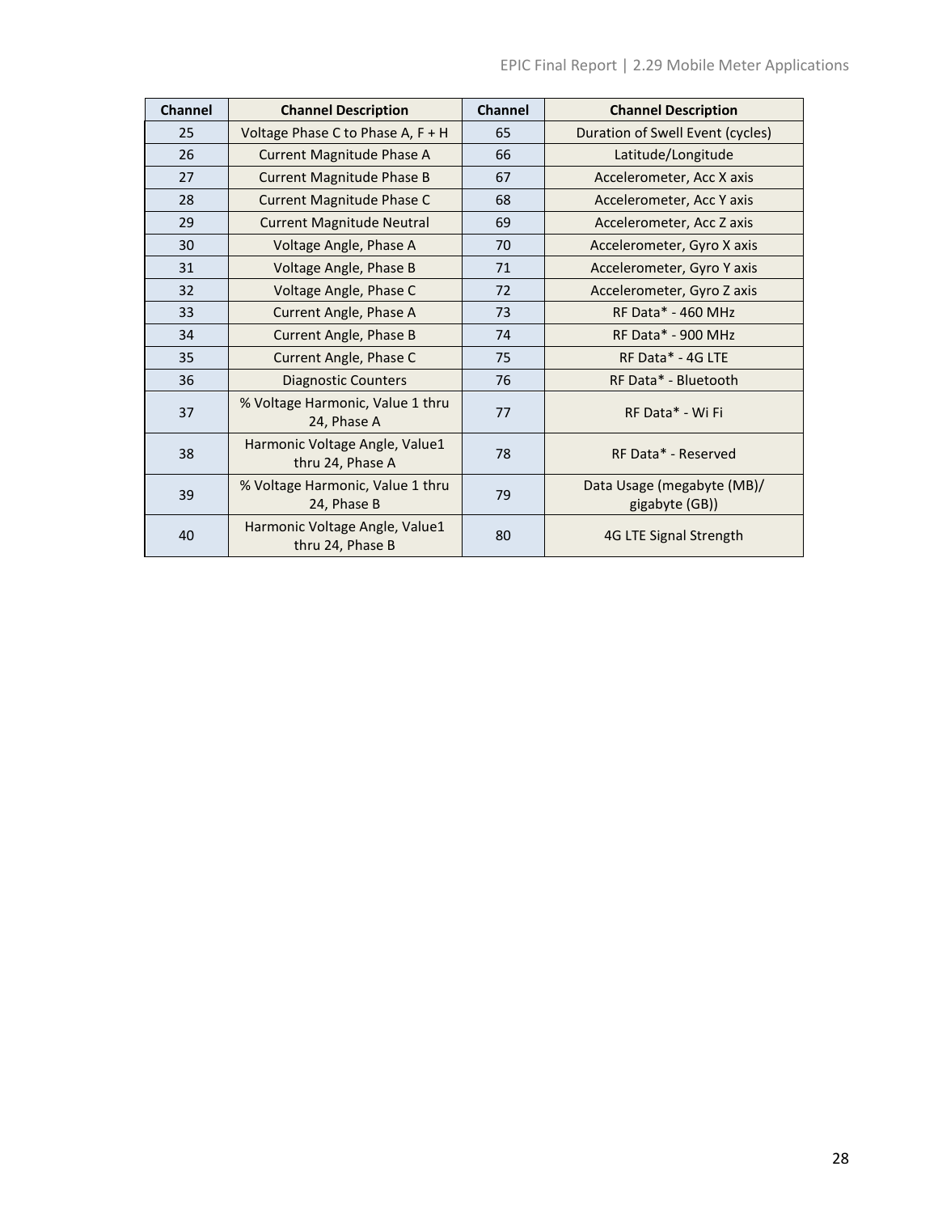| Channel | Channel Description | Channel | Channel Description |
|---|---|---|---|
| 25 | Voltage Phase C to Phase A, F + H | 65 | Duration of Swell Event (cycles) |
| 26 | Current Magnitude Phase A | 66 | Latitude/Longitude |
| 27 | Current Magnitude Phase B | 67 | Accelerometer, Acc X axis |
| 28 | Current Magnitude Phase C | 68 | Accelerometer, Acc Y axis |
| 29 | Current Magnitude Neutral | 69 | Accelerometer, Acc Z axis |
| 30 | Voltage Angle, Phase A | 70 | Accelerometer, Gyro X axis |
| 31 | Voltage Angle, Phase B | 71 | Accelerometer, Gyro Y axis |
| 32 | Voltage Angle, Phase C | 72 | Accelerometer, Gyro Z axis |
| 33 | Current Angle, Phase A | 73 | RF Data* - 460 MHz |
| 34 | Current Angle, Phase B | 74 | RF Data* - 900 MHz |
| 35 | Current Angle, Phase C | 75 | RF Data* - 4G LTE |
| 36 | Diagnostic Counters | 76 | RF Data* - Bluetooth |
| 37 | % Voltage Harmonic, Value 1 thru 24, Phase A | 77 | RF Data* - Wi Fi |
| 38 | Harmonic Voltage Angle, Value1 thru 24, Phase A | 78 | RF Data* - Reserved |
| 39 | % Voltage Harmonic, Value 1 thru 24, Phase B | 79 | Data Usage (megabyte (MB)/ gigabyte (GB)) |
| 40 | Harmonic Voltage Angle, Value1 thru 24, Phase B | 80 | 4G LTE Signal Strength |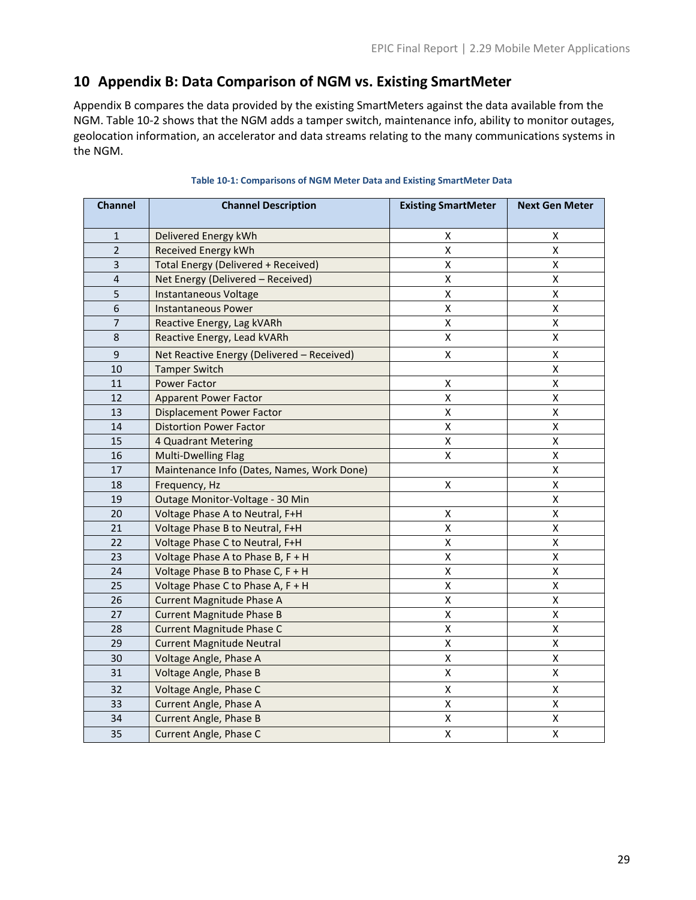# 10 Appendix B: Data Comparison of NGM vs. Existing SmartMeter

Appendix B compares the data provided by the existing SmartMeters against the data available from the NGM. Table 10-2 shows that the NGM adds a tamper switch, maintenance info, ability to monitor outages, geolocation information, an accelerator and data streams relating to the many communications systems in the NGM.

**Table 10-1: Comparisons of NGM Meter Data and Existing SmartMeter Data**

| Channel | Channel Description | Existing SmartMeter | Next Gen Meter |
|---|---|---|---|
| 1 | Delivered Energy kWh | X | X |
| 2 | Received Energy kWh | X | X |
| 3 | Total Energy (Delivered + Received) | X | X |
| 4 | Net Energy (Delivered – Received) | X | X |
| 5 | Instantaneous Voltage | X | X |
| 6 | Instantaneous Power | X | X |
| 7 | Reactive Energy, Lag kVARh | X | X |
| 8 | Reactive Energy, Lead kVARh | X | X |
| 9 | Net Reactive Energy (Delivered – Received) | X | X |
| 10 | Tamper Switch | | X |
| 11 | Power Factor | X | X |
| 12 | Apparent Power Factor | X | X |
| 13 | Displacement Power Factor | X | X |
| 14 | Distortion Power Factor | X | X |
| 15 | 4 Quadrant Metering | X | X |
| 16 | Multi-Dwelling Flag | X | X |
| 17 | Maintenance Info (Dates, Names, Work Done) | | X |
| 18 | Frequency, Hz | X | X |
| 19 | Outage Monitor-Voltage - 30 Min | | X |
| 20 | Voltage Phase A to Neutral, F+H | X | X |
| 21 | Voltage Phase B to Neutral, F+H | X | X |
| 22 | Voltage Phase C to Neutral, F+H | X | X |
| 23 | Voltage Phase A to Phase B, F + H | X | X |
| 24 | Voltage Phase B to Phase C, F + H | X | X |
| 25 | Voltage Phase C to Phase A, F + H | X | X |
| 26 | Current Magnitude Phase A | X | X |
| 27 | Current Magnitude Phase B | X | X |
| 28 | Current Magnitude Phase C | X | X |
| 29 | Current Magnitude Neutral | X | X |
| 30 | Voltage Angle, Phase A | X | X |
| 31 | Voltage Angle, Phase B | X | X |
| 32 | Voltage Angle, Phase C | X | X |
| 33 | Current Angle, Phase A | X | X |
| 34 | Current Angle, Phase B | X | X |
| 35 | Current Angle, Phase C | X | X |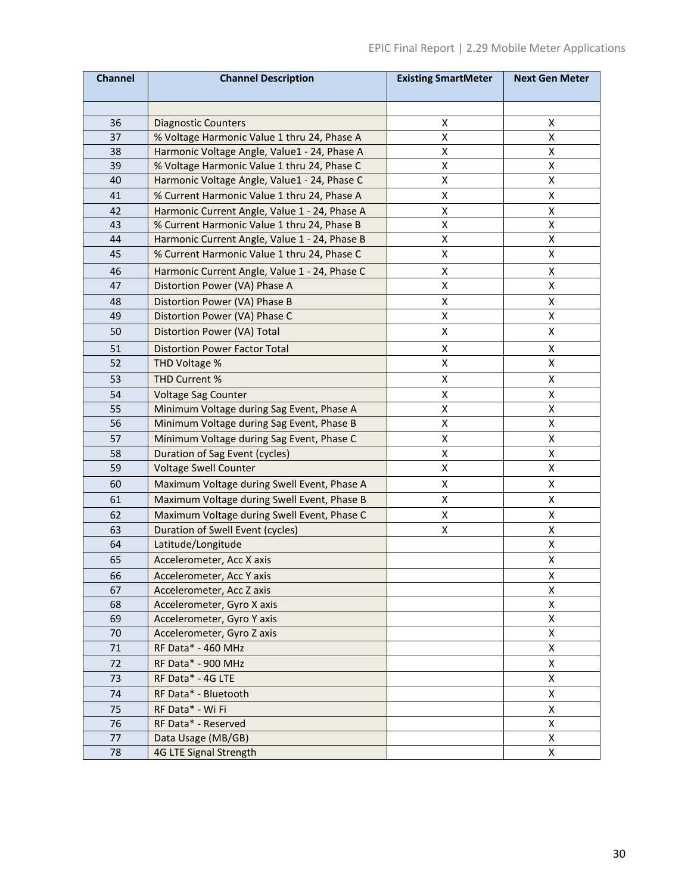| Channel | Channel Description | Existing SmartMeter | Next Gen Meter |
|---|---|---|---|
| | | | |
| 36 | Diagnostic Counters | X | X |
| 37 | % Voltage Harmonic Value 1 thru 24, Phase A | X | X |
| 38 | Harmonic Voltage Angle, Value1 - 24, Phase A | X | X |
| 39 | % Voltage Harmonic Value 1 thru 24, Phase C | X | X |
| 40 | Harmonic Voltage Angle, Value1 - 24, Phase C | X | X |
| 41 | % Current Harmonic Value 1 thru 24, Phase A | X | X |
| 42 | Harmonic Current Angle, Value 1 - 24, Phase A | X | X |
| 43 | % Current Harmonic Value 1 thru 24, Phase B | X | X |
| 44 | Harmonic Current Angle, Value 1 - 24, Phase B | X | X |
| 45 | % Current Harmonic Value 1 thru 24, Phase C | X | X |
| 46 | Harmonic Current Angle, Value 1 - 24, Phase C | X | X |
| 47 | Distortion Power (VA) Phase A | X | X |
| 48 | Distortion Power (VA) Phase B | X | X |
| 49 | Distortion Power (VA) Phase C | X | X |
| 50 | Distortion Power (VA) Total | X | X |
| 51 | Distortion Power Factor Total | X | X |
| 52 | THD Voltage % | X | X |
| 53 | THD Current % | X | X |
| 54 | Voltage Sag Counter | X | X |
| 55 | Minimum Voltage during Sag Event, Phase A | X | X |
| 56 | Minimum Voltage during Sag Event, Phase B | X | X |
| 57 | Minimum Voltage during Sag Event, Phase C | X | X |
| 58 | Duration of Sag Event (cycles) | X | X |
| 59 | Voltage Swell Counter | X | X |
| 60 | Maximum Voltage during Swell Event, Phase A | X | X |
| 61 | Maximum Voltage during Swell Event, Phase B | X | X |
| 62 | Maximum Voltage during Swell Event, Phase C | X | X |
| 63 | Duration of Swell Event (cycles) | X | X |
| 64 | Latitude/Longitude | | X |
| 65 | Accelerometer, Acc X axis | | X |
| 66 | Accelerometer, Acc Y axis | | X |
| 67 | Accelerometer, Acc Z axis | | X |
| 68 | Accelerometer, Gyro X axis | | X |
| 69 | Accelerometer, Gyro Y axis | | X |
| 70 | Accelerometer, Gyro Z axis | | X |
| 71 | RF Data* - 460 MHz | | X |
| 72 | RF Data* - 900 MHz | | X |
| 73 | RF Data* - 4G LTE | | X |
| 74 | RF Data* - Bluetooth | | X |
| 75 | RF Data* - Wi Fi | | X |
| 76 | RF Data* - Reserved | | X |
| 77 | Data Usage (MB/GB) | | X |
| 78 | 4G LTE Signal Strength | | X |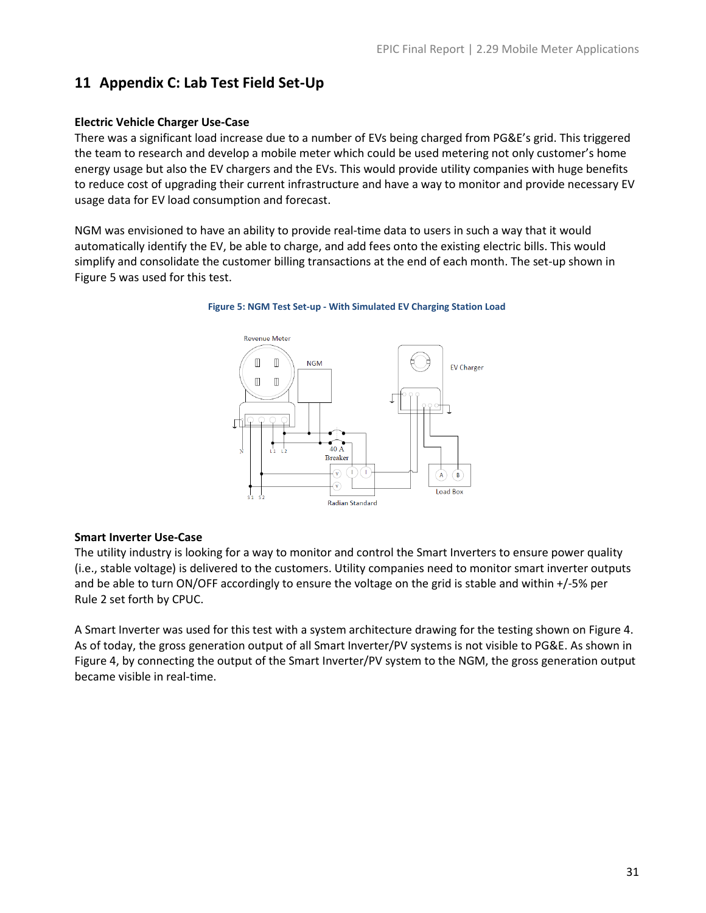# 11 Appendix C: Lab Test Field Set-Up

**Electric Vehicle Charger Use-Case**

There was a significant load increase due to a number of EVs being charged from PG&E's grid. This triggered the team to research and develop a mobile meter which could be used metering not only customer's home energy usage but also the EV chargers and the EVs. This would provide utility companies with huge benefits to reduce cost of upgrading their current infrastructure and have a way to monitor and provide necessary EV usage data for EV load consumption and forecast.

NGM was envisioned to have an ability to provide real-time data to users in such a way that it would automatically identify the EV, be able to charge, and add fees onto the existing electric bills. This would simplify and consolidate the customer billing transactions at the end of each month. The set-up shown in Figure 5 was used for this test.

**Figure 5: NGM Test Set-up - With Simulated EV Charging Station Load**

Revenue Meter
NGM
EV Charger
N
L1 L2
40 A
Breaker
V
I I
V
S1 S2
Radian Standard
A B
Load Box

**Smart Inverter Use-Case**

The utility industry is looking for a way to monitor and control the Smart Inverters to ensure power quality (i.e., stable voltage) is delivered to the customers. Utility companies need to monitor smart inverter outputs and be able to turn ON/OFF accordingly to ensure the voltage on the grid is stable and within +/-5% per Rule 2 set forth by CPUC.

A Smart Inverter was used for this test with a system architecture drawing for the testing shown on Figure 4. As of today, the gross generation output of all Smart Inverter/PV systems is not visible to PG&E. As shown in Figure 4, by connecting the output of the Smart Inverter/PV system to the NGM, the gross generation output became visible in real-time.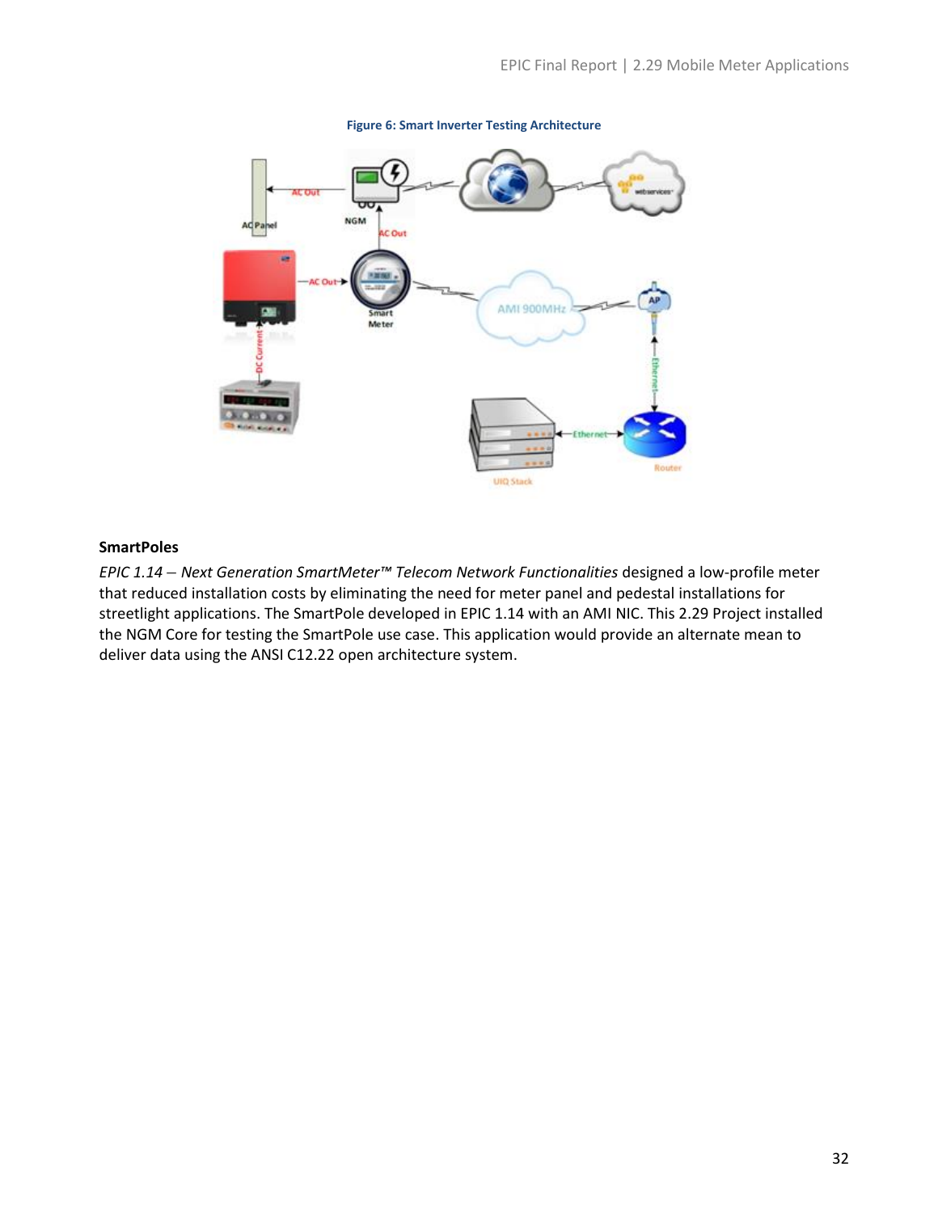Figure 6: Smart Inverter Testing Architecture

AC Panel
AC Out
NGM
AC Out
AC Out
Smart Meter
DC Current
AMI 900MHz
AP
Ethernet
Ethernet
Router
UIQ Stack
webservices

**SmartPoles**

*EPIC 1.14 – Next Generation SmartMeter™ Telecom Network Functionalities* designed a low-profile meter that reduced installation costs by eliminating the need for meter panel and pedestal installations for streetlight applications. The SmartPole developed in EPIC 1.14 with an AMI NIC. This 2.29 Project installed the NGM Core for testing the SmartPole use case. This application would provide an alternate mean to deliver data using the ANSI C12.22 open architecture system.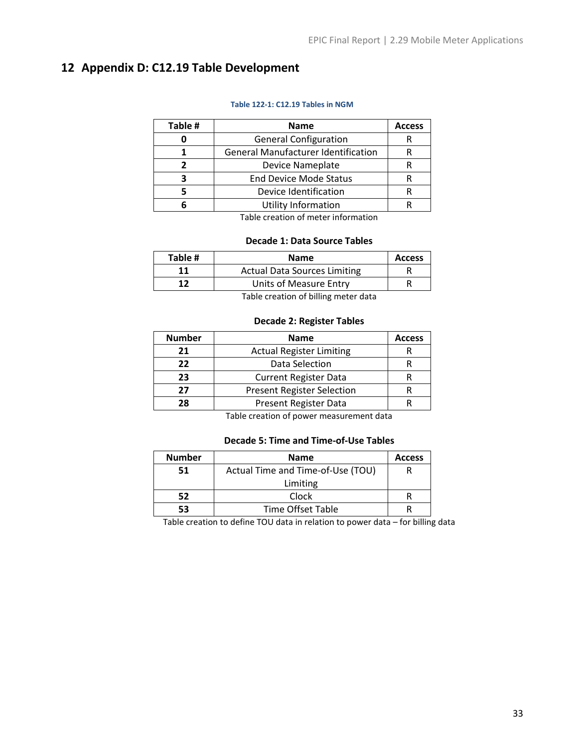# 12 Appendix D: C12.19 Table Development

**Table 122-1: C12.19 Tables in NGM**

| Table # | Name | Access |
|---|---|---|
| **0** | General Configuration | R |
| **1** | General Manufacturer Identification | R |
| **2** | Device Nameplate | R |
| **3** | End Device Mode Status | R |
| **5** | Device Identification | R |
| **6** | Utility Information | R |

Table creation of meter information

**Decade 1: Data Source Tables**

| Table # | Name | Access |
|---|---|---|
| **11** | Actual Data Sources Limiting | R |
| **12** | Units of Measure Entry | R |

Table creation of billing meter data

**Decade 2: Register Tables**

| Number | Name | Access |
|---|---|---|
| **21** | Actual Register Limiting | R |
| **22** | Data Selection | R |
| **23** | Current Register Data | R |
| **27** | Present Register Selection | R |
| **28** | Present Register Data | R |

Table creation of power measurement data

**Decade 5: Time and Time-of-Use Tables**

| Number | Name | Access |
|---|---|---|
| **51** | Actual Time and Time-of-Use (TOU) Limiting | R |
| **52** | Clock | R |
| **53** | Time Offset Table | R |

Table creation to define TOU data in relation to power data – for billing data